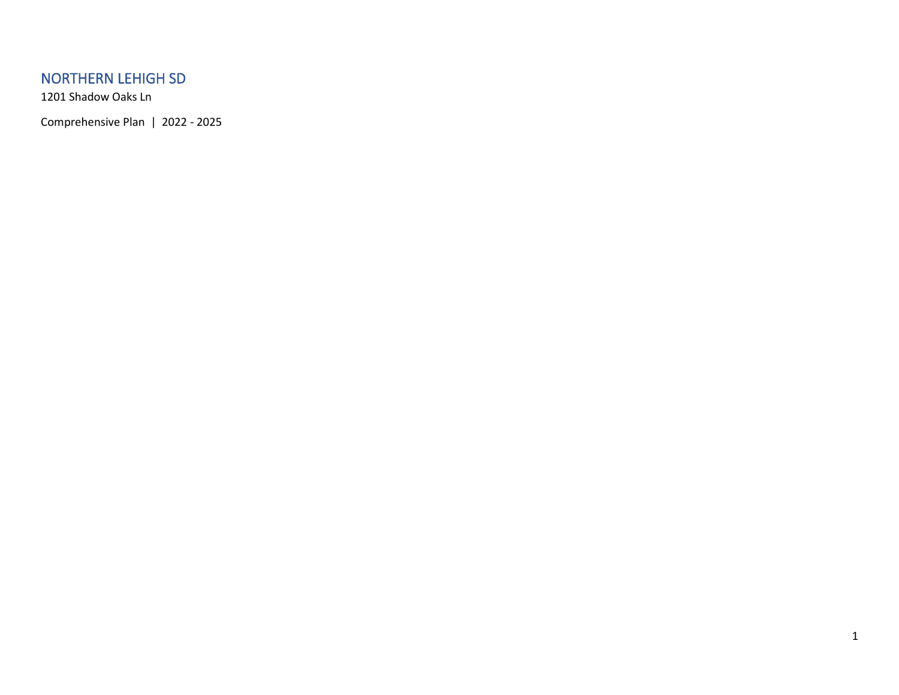# NORTHERN LEHIGH SD

1201 Shadow Oaks Ln

Comprehensive Plan | 2022 - 2025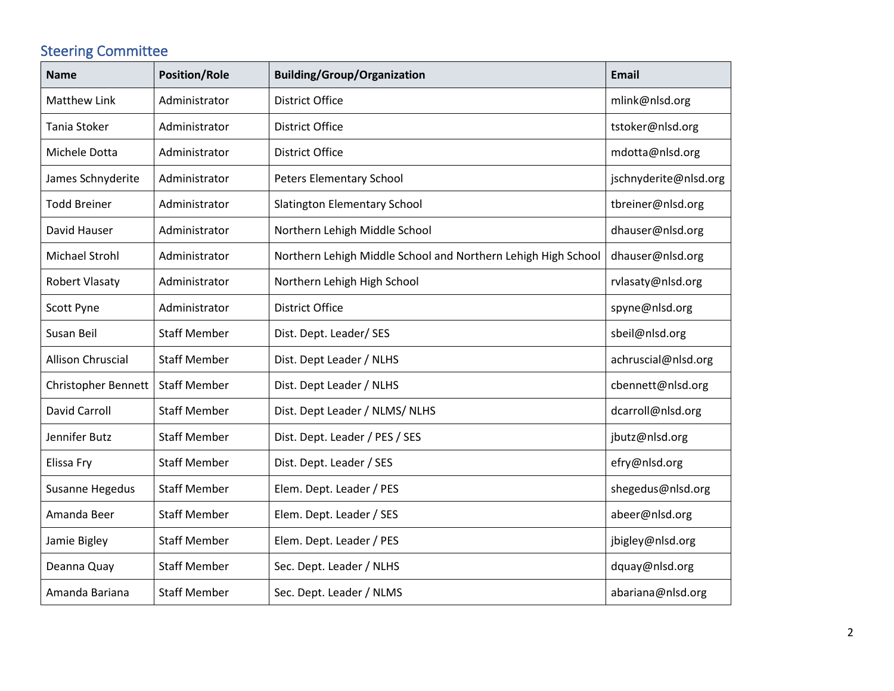## Steering Committee

| Name | Position/Role | Building/Group/Organization | Email |
|---|---|---|---|
| Matthew Link | Administrator | District Office | mlink@nlsd.org |
| Tania Stoker | Administrator | District Office | tstoker@nlsd.org |
| Michele Dotta | Administrator | District Office | mdotta@nlsd.org |
| James Schnyderite | Administrator | Peters Elementary School | jschnyderite@nlsd.org |
| Todd Breiner | Administrator | Slatington Elementary School | tbreiner@nlsd.org |
| David Hauser | Administrator | Northern Lehigh Middle School | dhauser@nlsd.org |
| Michael Strohl | Administrator | Northern Lehigh Middle School and Northern Lehigh High School | dhauser@nlsd.org |
| Robert Vlasaty | Administrator | Northern Lehigh High School | rvlasaty@nlsd.org |
| Scott Pyne | Administrator | District Office | spyne@nlsd.org |
| Susan Beil | Staff Member | Dist. Dept. Leader/ SES | sbeil@nlsd.org |
| Allison Chruscial | Staff Member | Dist. Dept Leader / NLHS | achruscial@nlsd.org |
| Christopher Bennett | Staff Member | Dist. Dept Leader / NLHS | cbennett@nlsd.org |
| David Carroll | Staff Member | Dist. Dept Leader / NLMS/ NLHS | dcarroll@nlsd.org |
| Jennifer Butz | Staff Member | Dist. Dept. Leader / PES / SES | jbutz@nlsd.org |
| Elissa Fry | Staff Member | Dist. Dept. Leader / SES | efry@nlsd.org |
| Susanne Hegedus | Staff Member | Elem. Dept. Leader / PES | shegedus@nlsd.org |
| Amanda Beer | Staff Member | Elem. Dept. Leader / SES | abeer@nlsd.org |
| Jamie Bigley | Staff Member | Elem. Dept. Leader / PES | jbigley@nlsd.org |
| Deanna Quay | Staff Member | Sec. Dept. Leader / NLHS | dquay@nlsd.org |
| Amanda Bariana | Staff Member | Sec. Dept. Leader / NLMS | abariana@nlsd.org |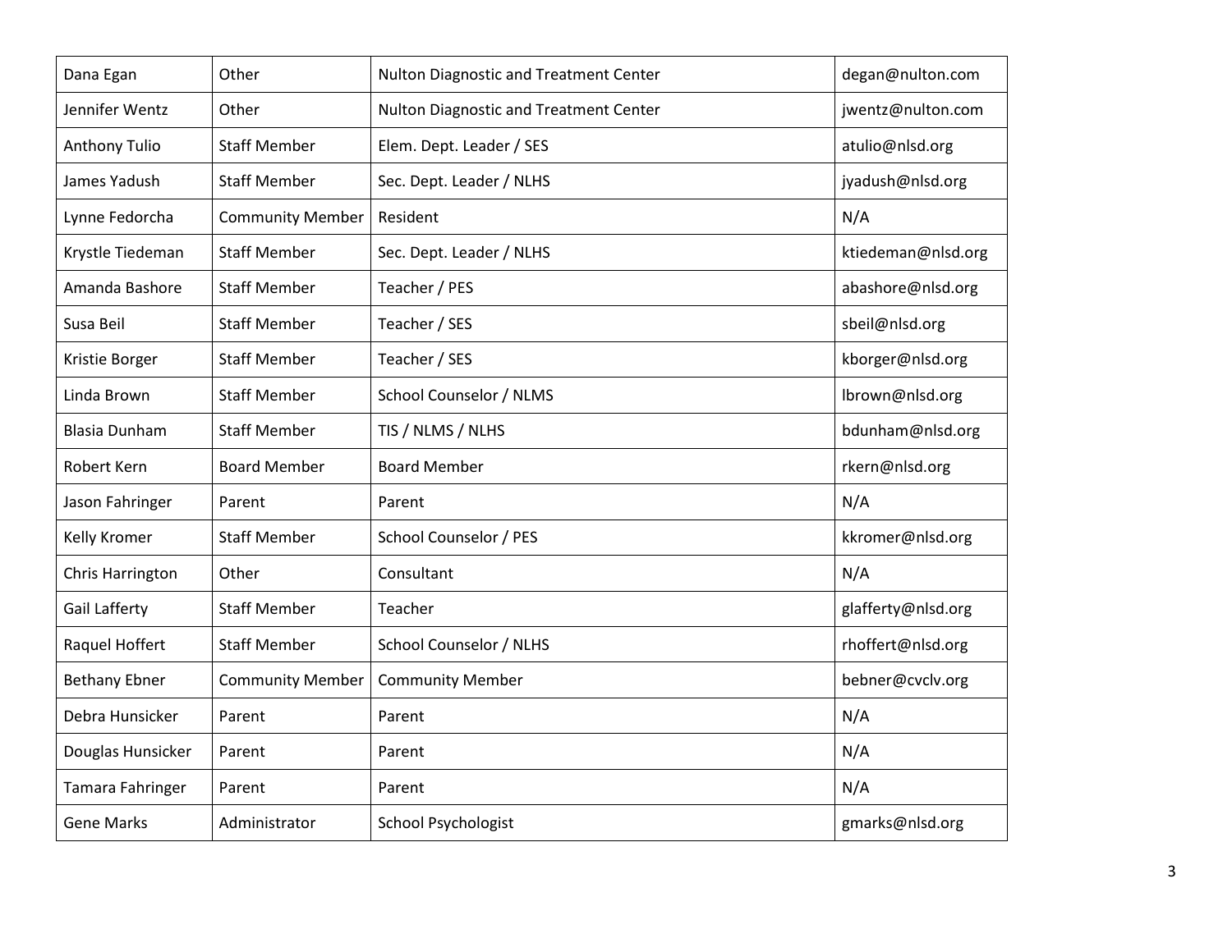| Dana Egan | Other | Nulton Diagnostic and Treatment Center | degan@nulton.com |
|---|---|---|---|
| Jennifer Wentz | Other | Nulton Diagnostic and Treatment Center | jwentz@nulton.com |
| Anthony Tulio | Staff Member | Elem. Dept. Leader / SES | atulio@nlsd.org |
| James Yadush | Staff Member | Sec. Dept. Leader / NLHS | jyadush@nlsd.org |
| Lynne Fedorcha | Community Member | Resident | N/A |
| Krystle Tiedeman | Staff Member | Sec. Dept. Leader / NLHS | ktiedeman@nlsd.org |
| Amanda Bashore | Staff Member | Teacher / PES | abashore@nlsd.org |
| Susa Beil | Staff Member | Teacher / SES | sbeil@nlsd.org |
| Kristie Borger | Staff Member | Teacher / SES | kborger@nlsd.org |
| Linda Brown | Staff Member | School Counselor / NLMS | lbrown@nlsd.org |
| Blasia Dunham | Staff Member | TIS / NLMS / NLHS | bdunham@nlsd.org |
| Robert Kern | Board Member | Board Member | rkern@nlsd.org |
| Jason Fahringer | Parent | Parent | N/A |
| Kelly Kromer | Staff Member | School Counselor / PES | kkromer@nlsd.org |
| Chris Harrington | Other | Consultant | N/A |
| Gail Lafferty | Staff Member | Teacher | glafferty@nlsd.org |
| Raquel Hoffert | Staff Member | School Counselor / NLHS | rhoffert@nlsd.org |
| Bethany Ebner | Community Member | Community Member | bebner@cvclv.org |
| Debra Hunsicker | Parent | Parent | N/A |
| Douglas Hunsicker | Parent | Parent | N/A |
| Tamara Fahringer | Parent | Parent | N/A |
| Gene Marks | Administrator | School Psychologist | gmarks@nlsd.org |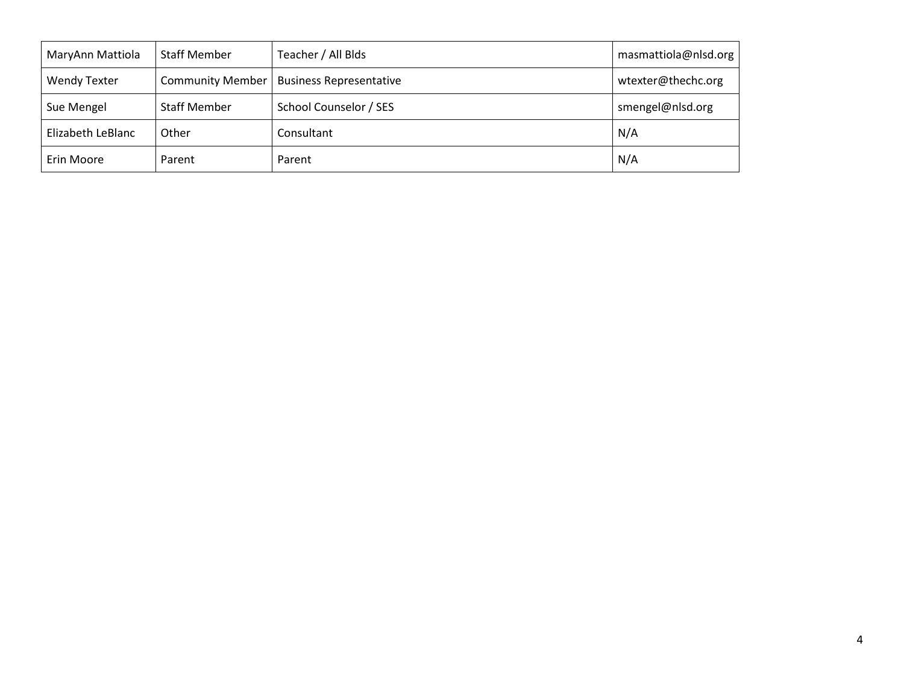| MaryAnn Mattiola | Staff Member | Teacher / All Blds | masmattiola@nlsd.org |
|---|---|---|---|
| Wendy Texter | Community Member | Business Representative | wtexter@thechc.org |
| Sue Mengel | Staff Member | School Counselor / SES | smengel@nlsd.org |
| Elizabeth LeBlanc | Other | Consultant | N/A |
| Erin Moore | Parent | Parent | N/A |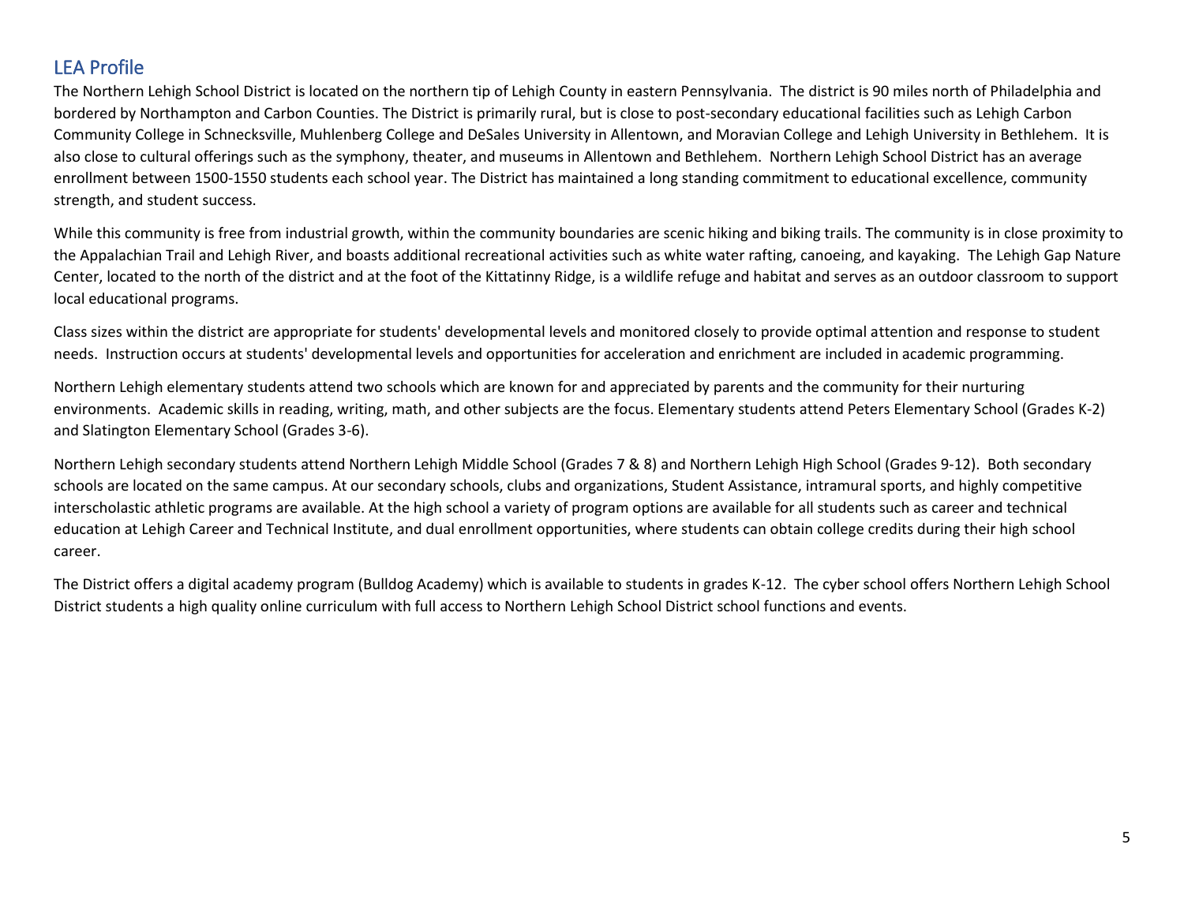## LEA Profile

The Northern Lehigh School District is located on the northern tip of Lehigh County in eastern Pennsylvania. The district is 90 miles north of Philadelphia and bordered by Northampton and Carbon Counties. The District is primarily rural, but is close to post-secondary educational facilities such as Lehigh Carbon Community College in Schnecksville, Muhlenberg College and DeSales University in Allentown, and Moravian College and Lehigh University in Bethlehem. It is also close to cultural offerings such as the symphony, theater, and museums in Allentown and Bethlehem. Northern Lehigh School District has an average enrollment between 1500-1550 students each school year. The District has maintained a long standing commitment to educational excellence, community strength, and student success.

While this community is free from industrial growth, within the community boundaries are scenic hiking and biking trails. The community is in close proximity to the Appalachian Trail and Lehigh River, and boasts additional recreational activities such as white water rafting, canoeing, and kayaking. The Lehigh Gap Nature Center, located to the north of the district and at the foot of the Kittatinny Ridge, is a wildlife refuge and habitat and serves as an outdoor classroom to support local educational programs.

Class sizes within the district are appropriate for students' developmental levels and monitored closely to provide optimal attention and response to student needs. Instruction occurs at students' developmental levels and opportunities for acceleration and enrichment are included in academic programming.

Northern Lehigh elementary students attend two schools which are known for and appreciated by parents and the community for their nurturing environments. Academic skills in reading, writing, math, and other subjects are the focus. Elementary students attend Peters Elementary School (Grades K-2) and Slatington Elementary School (Grades 3-6).

Northern Lehigh secondary students attend Northern Lehigh Middle School (Grades 7 & 8) and Northern Lehigh High School (Grades 9-12). Both secondary schools are located on the same campus. At our secondary schools, clubs and organizations, Student Assistance, intramural sports, and highly competitive interscholastic athletic programs are available. At the high school a variety of program options are available for all students such as career and technical education at Lehigh Career and Technical Institute, and dual enrollment opportunities, where students can obtain college credits during their high school career.

The District offers a digital academy program (Bulldog Academy) which is available to students in grades K-12. The cyber school offers Northern Lehigh School District students a high quality online curriculum with full access to Northern Lehigh School District school functions and events.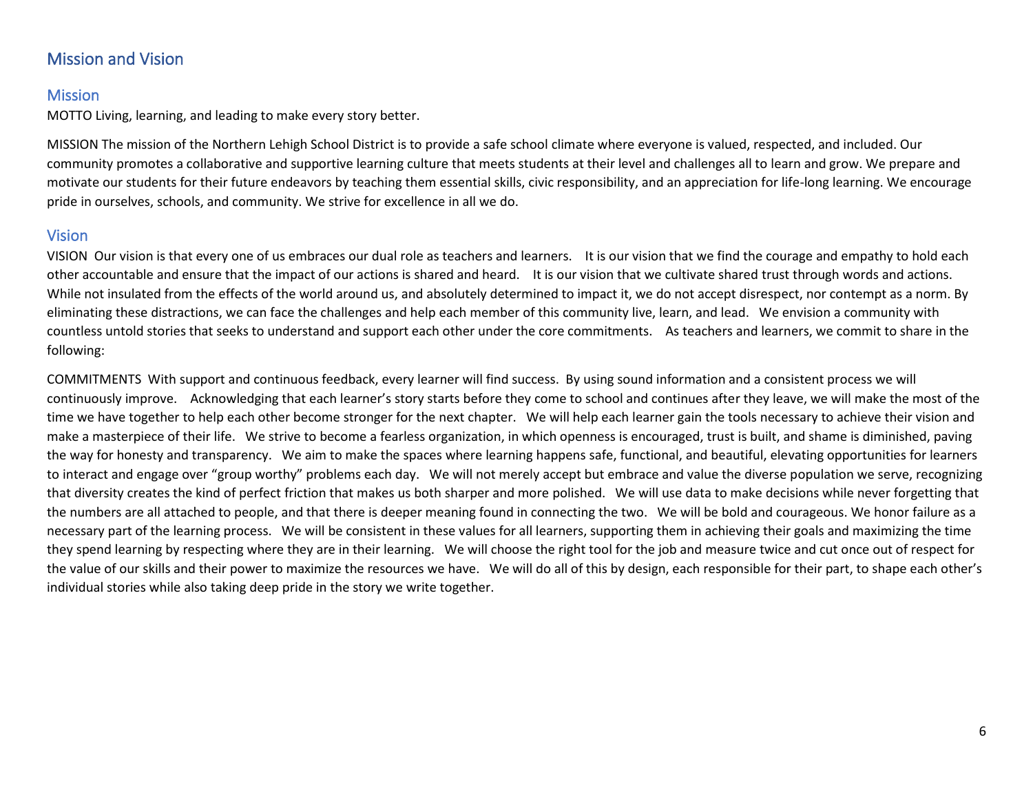# Mission and Vision

## Mission

MOTTO Living, learning, and leading to make every story better.

MISSION The mission of the Northern Lehigh School District is to provide a safe school climate where everyone is valued, respected, and included. Our community promotes a collaborative and supportive learning culture that meets students at their level and challenges all to learn and grow. We prepare and motivate our students for their future endeavors by teaching them essential skills, civic responsibility, and an appreciation for life-long learning. We encourage pride in ourselves, schools, and community. We strive for excellence in all we do.

## Vision

VISION Our vision is that every one of us embraces our dual role as teachers and learners. It is our vision that we find the courage and empathy to hold each other accountable and ensure that the impact of our actions is shared and heard. It is our vision that we cultivate shared trust through words and actions. While not insulated from the effects of the world around us, and absolutely determined to impact it, we do not accept disrespect, nor contempt as a norm. By eliminating these distractions, we can face the challenges and help each member of this community live, learn, and lead. We envision a community with countless untold stories that seeks to understand and support each other under the core commitments. As teachers and learners, we commit to share in the following:

COMMITMENTS With support and continuous feedback, every learner will find success. By using sound information and a consistent process we will continuously improve. Acknowledging that each learner's story starts before they come to school and continues after they leave, we will make the most of the time we have together to help each other become stronger for the next chapter. We will help each learner gain the tools necessary to achieve their vision and make a masterpiece of their life. We strive to become a fearless organization, in which openness is encouraged, trust is built, and shame is diminished, paving the way for honesty and transparency. We aim to make the spaces where learning happens safe, functional, and beautiful, elevating opportunities for learners to interact and engage over "group worthy" problems each day. We will not merely accept but embrace and value the diverse population we serve, recognizing that diversity creates the kind of perfect friction that makes us both sharper and more polished. We will use data to make decisions while never forgetting that the numbers are all attached to people, and that there is deeper meaning found in connecting the two. We will be bold and courageous. We honor failure as a necessary part of the learning process. We will be consistent in these values for all learners, supporting them in achieving their goals and maximizing the time they spend learning by respecting where they are in their learning. We will choose the right tool for the job and measure twice and cut once out of respect for the value of our skills and their power to maximize the resources we have. We will do all of this by design, each responsible for their part, to shape each other's individual stories while also taking deep pride in the story we write together.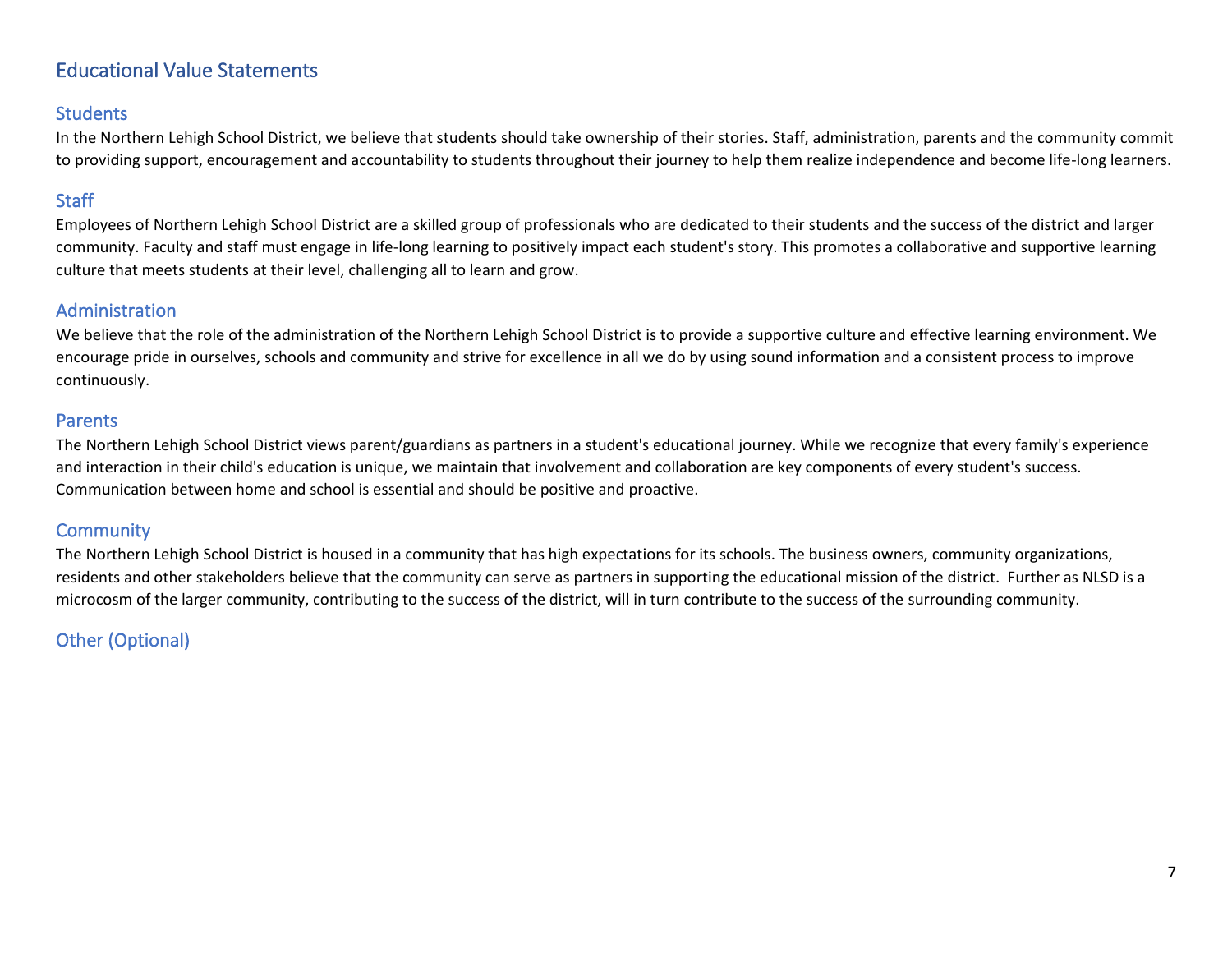## Educational Value Statements

### Students

In the Northern Lehigh School District, we believe that students should take ownership of their stories. Staff, administration, parents and the community commit to providing support, encouragement and accountability to students throughout their journey to help them realize independence and become life-long learners.

### Staff

Employees of Northern Lehigh School District are a skilled group of professionals who are dedicated to their students and the success of the district and larger community. Faculty and staff must engage in life-long learning to positively impact each student's story. This promotes a collaborative and supportive learning culture that meets students at their level, challenging all to learn and grow.

### Administration

We believe that the role of the administration of the Northern Lehigh School District is to provide a supportive culture and effective learning environment. We encourage pride in ourselves, schools and community and strive for excellence in all we do by using sound information and a consistent process to improve continuously.

### Parents

The Northern Lehigh School District views parent/guardians as partners in a student's educational journey. While we recognize that every family's experience and interaction in their child's education is unique, we maintain that involvement and collaboration are key components of every student's success. Communication between home and school is essential and should be positive and proactive.

### Community

The Northern Lehigh School District is housed in a community that has high expectations for its schools. The business owners, community organizations, residents and other stakeholders believe that the community can serve as partners in supporting the educational mission of the district. Further as NLSD is a microcosm of the larger community, contributing to the success of the district, will in turn contribute to the success of the surrounding community.

### Other (Optional)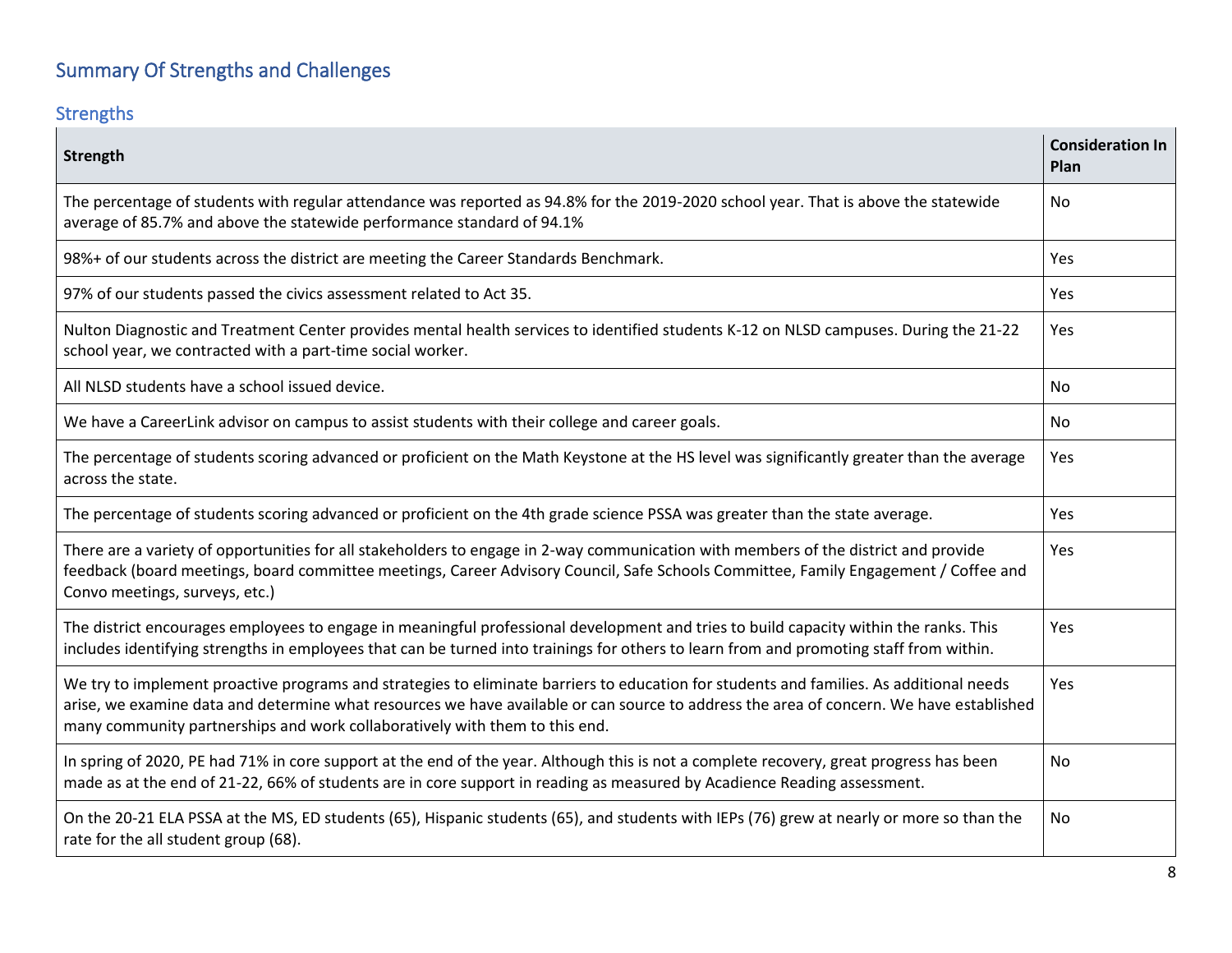## Summary Of Strengths and Challenges

### Strengths

| Strength | Consideration In Plan |
| --- | --- |
| The percentage of students with regular attendance was reported as 94.8% for the 2019-2020 school year. That is above the statewide average of 85.7% and above the statewide performance standard of 94.1% | No |
| 98%+ of our students across the district are meeting the Career Standards Benchmark. | Yes |
| 97% of our students passed the civics assessment related to Act 35. | Yes |
| Nulton Diagnostic and Treatment Center provides mental health services to identified students K-12 on NLSD campuses. During the 21-22 school year, we contracted with a part-time social worker. | Yes |
| All NLSD students have a school issued device. | No |
| We have a CareerLink advisor on campus to assist students with their college and career goals. | No |
| The percentage of students scoring advanced or proficient on the Math Keystone at the HS level was significantly greater than the average across the state. | Yes |
| The percentage of students scoring advanced or proficient on the 4th grade science PSSA was greater than the state average. | Yes |
| There are a variety of opportunities for all stakeholders to engage in 2-way communication with members of the district and provide feedback (board meetings, board committee meetings, Career Advisory Council, Safe Schools Committee, Family Engagement / Coffee and Convo meetings, surveys, etc.) | Yes |
| The district encourages employees to engage in meaningful professional development and tries to build capacity within the ranks. This includes identifying strengths in employees that can be turned into trainings for others to learn from and promoting staff from within. | Yes |
| We try to implement proactive programs and strategies to eliminate barriers to education for students and families. As additional needs arise, we examine data and determine what resources we have available or can source to address the area of concern. We have established many community partnerships and work collaboratively with them to this end. | Yes |
| In spring of 2020, PE had 71% in core support at the end of the year. Although this is not a complete recovery, great progress has been made as at the end of 21-22, 66% of students are in core support in reading as measured by Acadience Reading assessment. | No |
| On the 20-21 ELA PSSA at the MS, ED students (65), Hispanic students (65), and students with IEPs (76) grew at nearly or more so than the rate for the all student group (68). | No |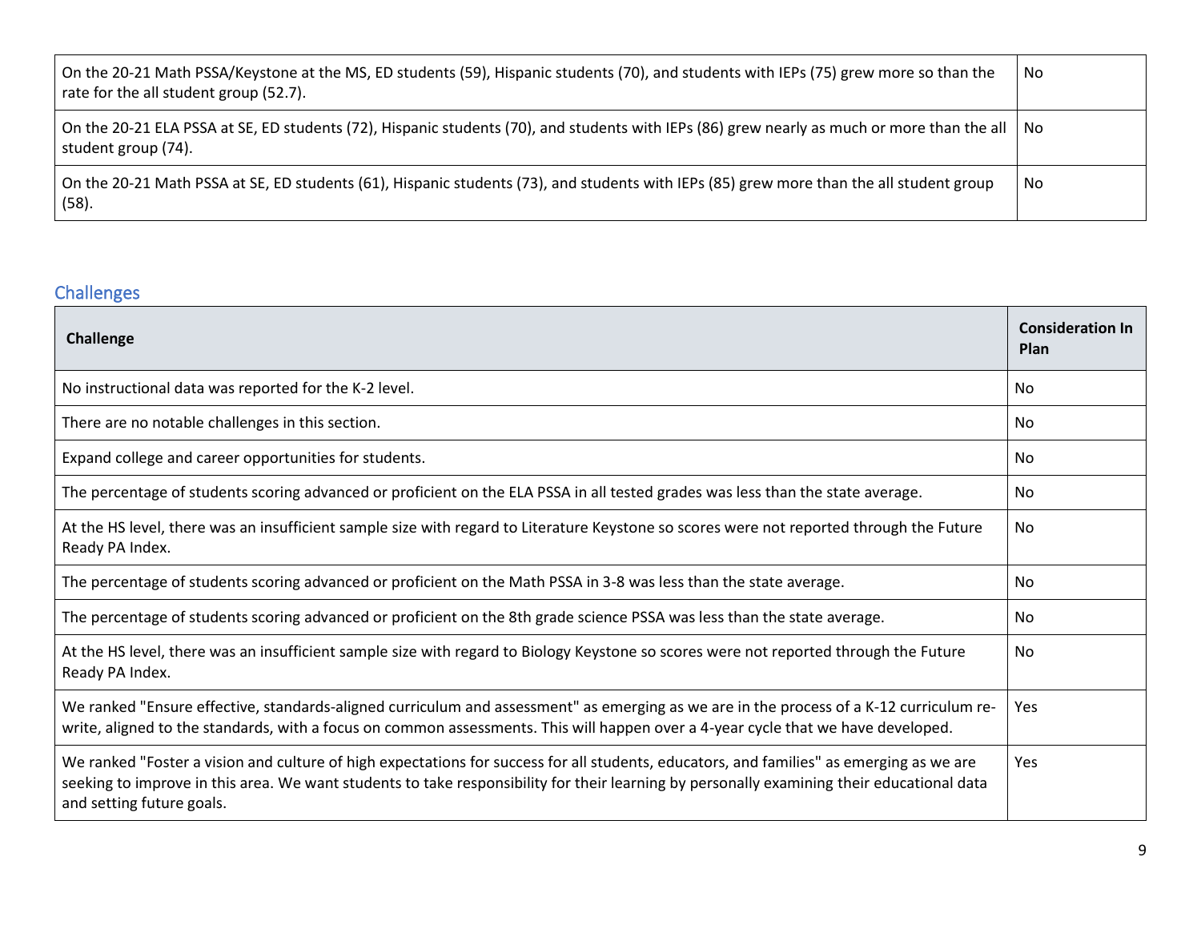| | |
|---|---|
| On the 20-21 Math PSSA/Keystone at the MS, ED students (59), Hispanic students (70), and students with IEPs (75) grew more so than the rate for the all student group (52.7). | No |
| On the 20-21 ELA PSSA at SE, ED students (72), Hispanic students (70), and students with IEPs (86) grew nearly as much or more than the all student group (74). | No |
| On the 20-21 Math PSSA at SE, ED students (61), Hispanic students (73), and students with IEPs (85) grew more than the all student group (58). | No |

## Challenges

| Challenge | Consideration In Plan |
|---|---|
| No instructional data was reported for the K-2 level. | No |
| There are no notable challenges in this section. | No |
| Expand college and career opportunities for students. | No |
| The percentage of students scoring advanced or proficient on the ELA PSSA in all tested grades was less than the state average. | No |
| At the HS level, there was an insufficient sample size with regard to Literature Keystone so scores were not reported through the Future Ready PA Index. | No |
| The percentage of students scoring advanced or proficient on the Math PSSA in 3-8 was less than the state average. | No |
| The percentage of students scoring advanced or proficient on the 8th grade science PSSA was less than the state average. | No |
| At the HS level, there was an insufficient sample size with regard to Biology Keystone so scores were not reported through the Future Ready PA Index. | No |
| We ranked "Ensure effective, standards-aligned curriculum and assessment" as emerging as we are in the process of a K-12 curriculum re-write, aligned to the standards, with a focus on common assessments. This will happen over a 4-year cycle that we have developed. | Yes |
| We ranked "Foster a vision and culture of high expectations for success for all students, educators, and families" as emerging as we are seeking to improve in this area. We want students to take responsibility for their learning by personally examining their educational data and setting future goals. | Yes |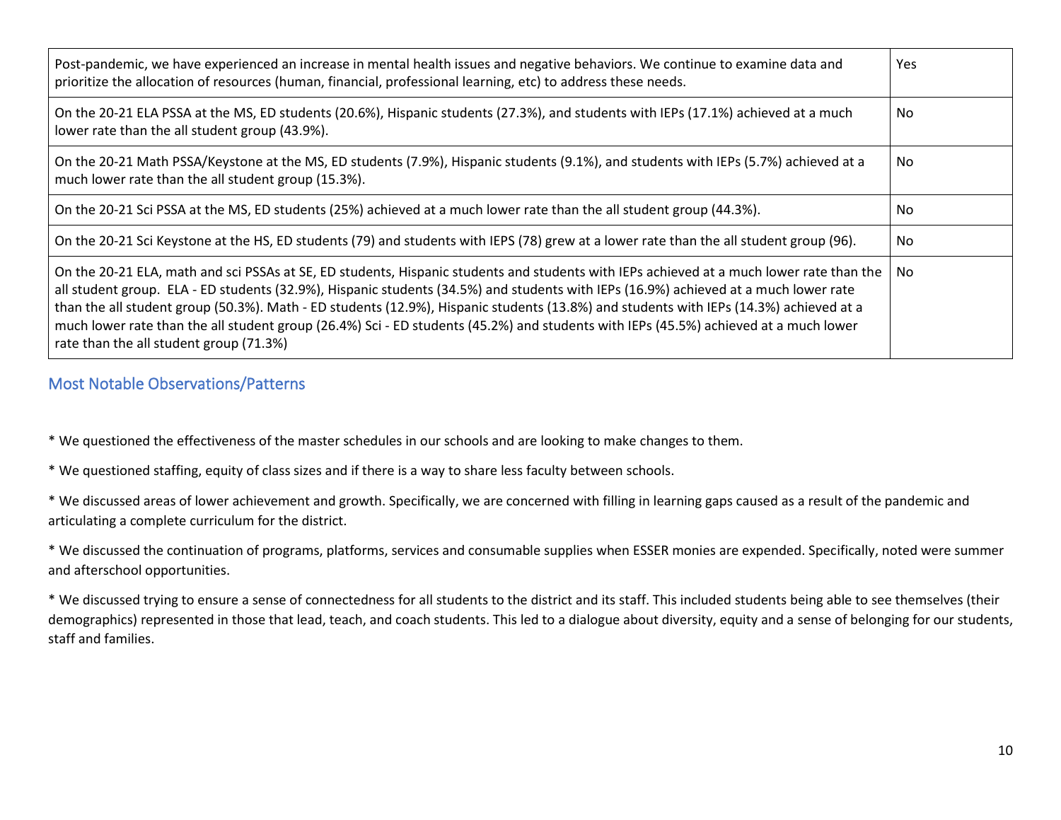| | |
|---|---|
| Post-pandemic, we have experienced an increase in mental health issues and negative behaviors. We continue to examine data and prioritize the allocation of resources (human, financial, professional learning, etc) to address these needs. | Yes |
| On the 20-21 ELA PSSA at the MS, ED students (20.6%), Hispanic students (27.3%), and students with IEPs (17.1%) achieved at a much lower rate than the all student group (43.9%). | No |
| On the 20-21 Math PSSA/Keystone at the MS, ED students (7.9%), Hispanic students (9.1%), and students with IEPs (5.7%) achieved at a much lower rate than the all student group (15.3%). | No |
| On the 20-21 Sci PSSA at the MS, ED students (25%) achieved at a much lower rate than the all student group (44.3%). | No |
| On the 20-21 Sci Keystone at the HS, ED students (79) and students with IEPS (78) grew at a lower rate than the all student group (96). | No |
| On the 20-21 ELA, math and sci PSSAs at SE, ED students, Hispanic students and students with IEPs achieved at a much lower rate than the all student group. ELA - ED students (32.9%), Hispanic students (34.5%) and students with IEPs (16.9%) achieved at a much lower rate than the all student group (50.3%). Math - ED students (12.9%), Hispanic students (13.8%) and students with IEPs (14.3%) achieved at a much lower rate than the all student group (26.4%) Sci - ED students (45.2%) and students with IEPs (45.5%) achieved at a much lower rate than the all student group (71.3%) | No |

## Most Notable Observations/Patterns

* We questioned the effectiveness of the master schedules in our schools and are looking to make changes to them.

* We questioned staffing, equity of class sizes and if there is a way to share less faculty between schools.

* We discussed areas of lower achievement and growth. Specifically, we are concerned with filling in learning gaps caused as a result of the pandemic and articulating a complete curriculum for the district.

* We discussed the continuation of programs, platforms, services and consumable supplies when ESSER monies are expended. Specifically, noted were summer and afterschool opportunities.

* We discussed trying to ensure a sense of connectedness for all students to the district and its staff. This included students being able to see themselves (their demographics) represented in those that lead, teach, and coach students. This led to a dialogue about diversity, equity and a sense of belonging for our students, staff and families.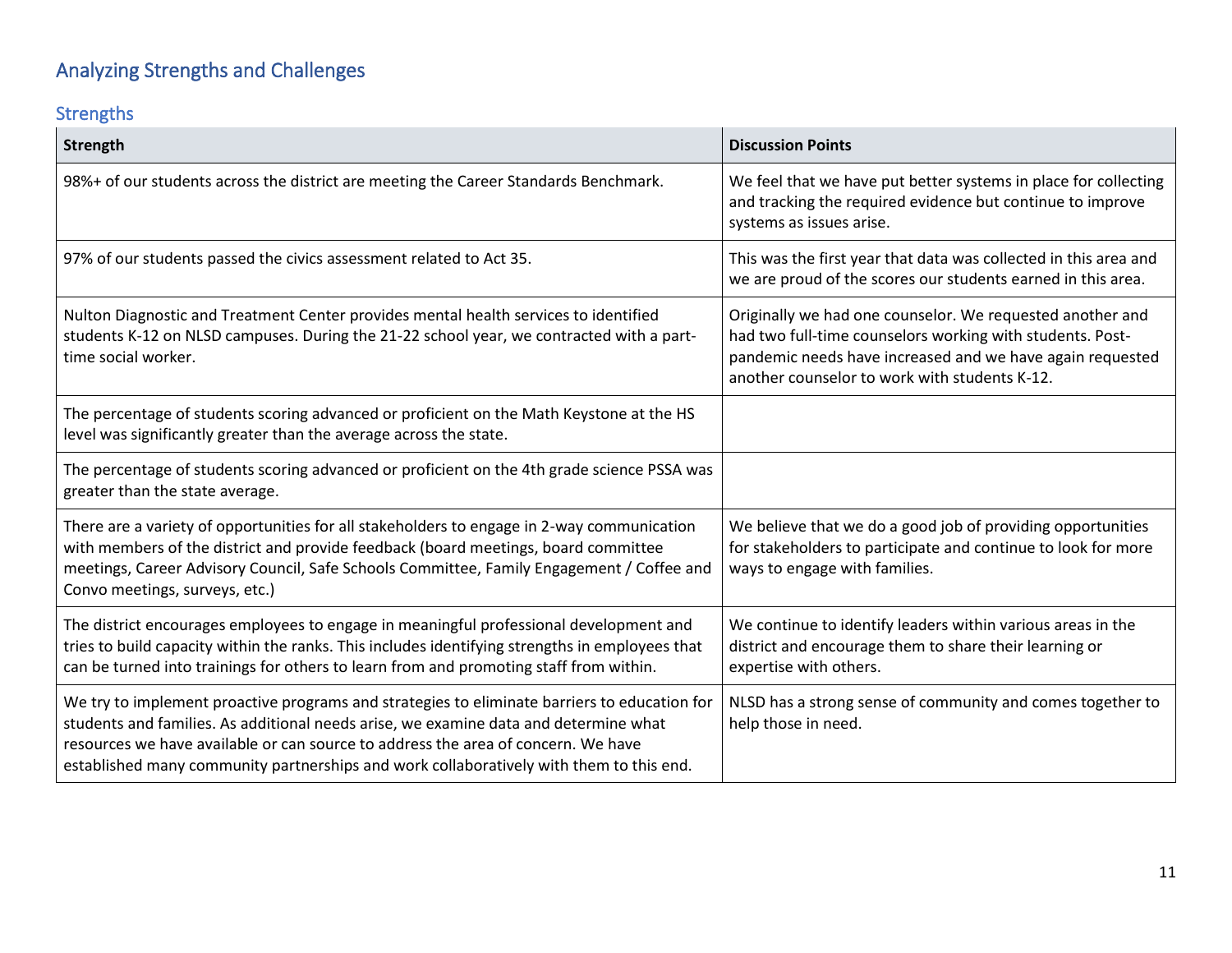## Analyzing Strengths and Challenges

### Strengths

| Strength | Discussion Points |
|---|---|
| 98%+ of our students across the district are meeting the Career Standards Benchmark. | We feel that we have put better systems in place for collecting and tracking the required evidence but continue to improve systems as issues arise. |
| 97% of our students passed the civics assessment related to Act 35. | This was the first year that data was collected in this area and we are proud of the scores our students earned in this area. |
| Nulton Diagnostic and Treatment Center provides mental health services to identified students K-12 on NLSD campuses. During the 21-22 school year, we contracted with a part-time social worker. | Originally we had one counselor. We requested another and had two full-time counselors working with students. Post-pandemic needs have increased and we have again requested another counselor to work with students K-12. |
| The percentage of students scoring advanced or proficient on the Math Keystone at the HS level was significantly greater than the average across the state. | |
| The percentage of students scoring advanced or proficient on the 4th grade science PSSA was greater than the state average. | |
| There are a variety of opportunities for all stakeholders to engage in 2-way communication with members of the district and provide feedback (board meetings, board committee meetings, Career Advisory Council, Safe Schools Committee, Family Engagement / Coffee and Convo meetings, surveys, etc.) | We believe that we do a good job of providing opportunities for stakeholders to participate and continue to look for more ways to engage with families. |
| The district encourages employees to engage in meaningful professional development and tries to build capacity within the ranks. This includes identifying strengths in employees that can be turned into trainings for others to learn from and promoting staff from within. | We continue to identify leaders within various areas in the district and encourage them to share their learning or expertise with others. |
| We try to implement proactive programs and strategies to eliminate barriers to education for students and families. As additional needs arise, we examine data and determine what resources we have available or can source to address the area of concern. We have established many community partnerships and work collaboratively with them to this end. | NLSD has a strong sense of community and comes together to help those in need. |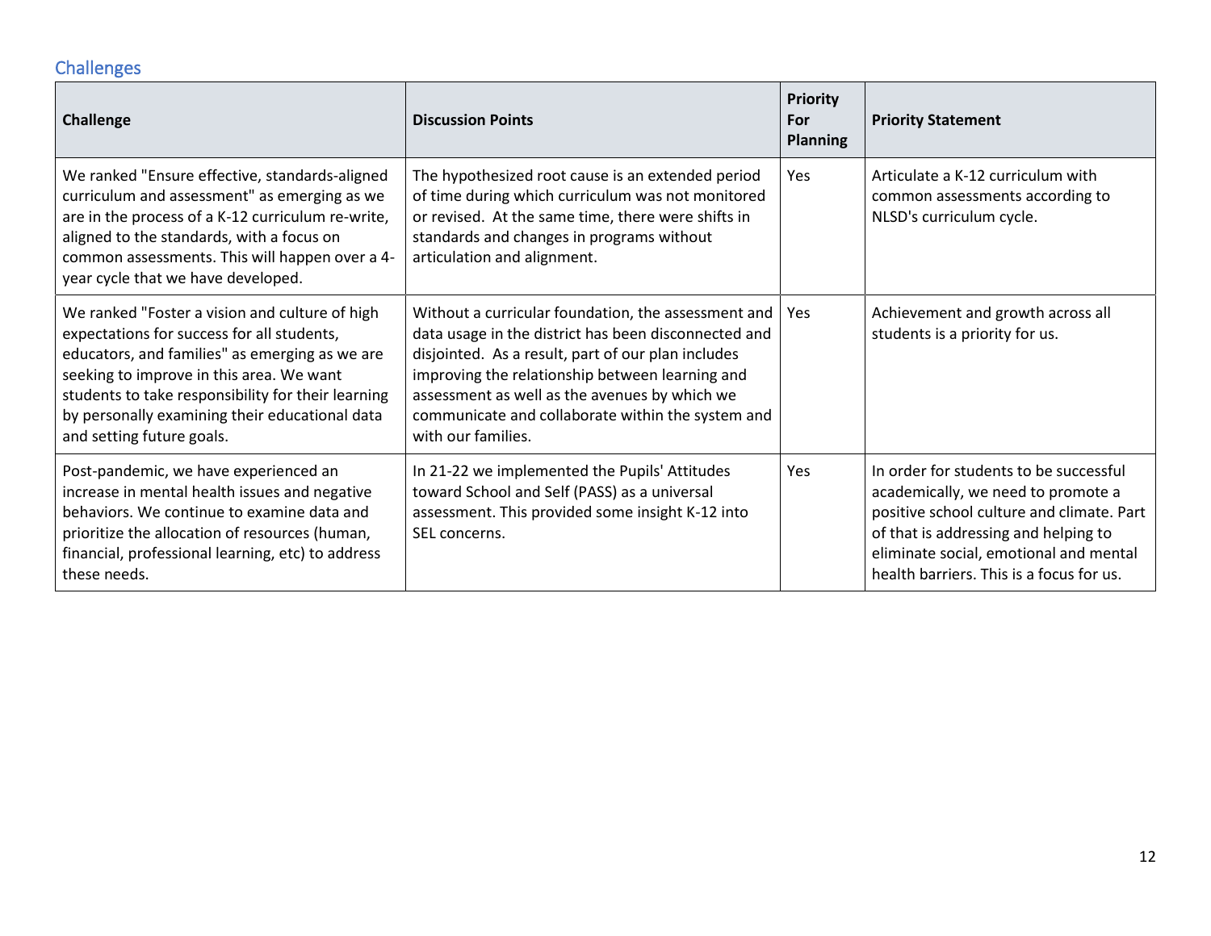## Challenges

| Challenge | Discussion Points | Priority For Planning | Priority Statement |
|---|---|---|---|
| We ranked "Ensure effective, standards-aligned curriculum and assessment" as emerging as we are in the process of a K-12 curriculum re-write, aligned to the standards, with a focus on common assessments. This will happen over a 4-year cycle that we have developed. | The hypothesized root cause is an extended period of time during which curriculum was not monitored or revised. At the same time, there were shifts in standards and changes in programs without articulation and alignment. | Yes | Articulate a K-12 curriculum with common assessments according to NLSD's curriculum cycle. |
| We ranked "Foster a vision and culture of high expectations for success for all students, educators, and families" as emerging as we are seeking to improve in this area. We want students to take responsibility for their learning by personally examining their educational data and setting future goals. | Without a curricular foundation, the assessment and data usage in the district has been disconnected and disjointed. As a result, part of our plan includes improving the relationship between learning and assessment as well as the avenues by which we communicate and collaborate within the system and with our families. | Yes | Achievement and growth across all students is a priority for us. |
| Post-pandemic, we have experienced an increase in mental health issues and negative behaviors. We continue to examine data and prioritize the allocation of resources (human, financial, professional learning, etc) to address these needs. | In 21-22 we implemented the Pupils' Attitudes toward School and Self (PASS) as a universal assessment. This provided some insight K-12 into SEL concerns. | Yes | In order for students to be successful academically, we need to promote a positive school culture and climate. Part of that is addressing and helping to eliminate social, emotional and mental health barriers. This is a focus for us. |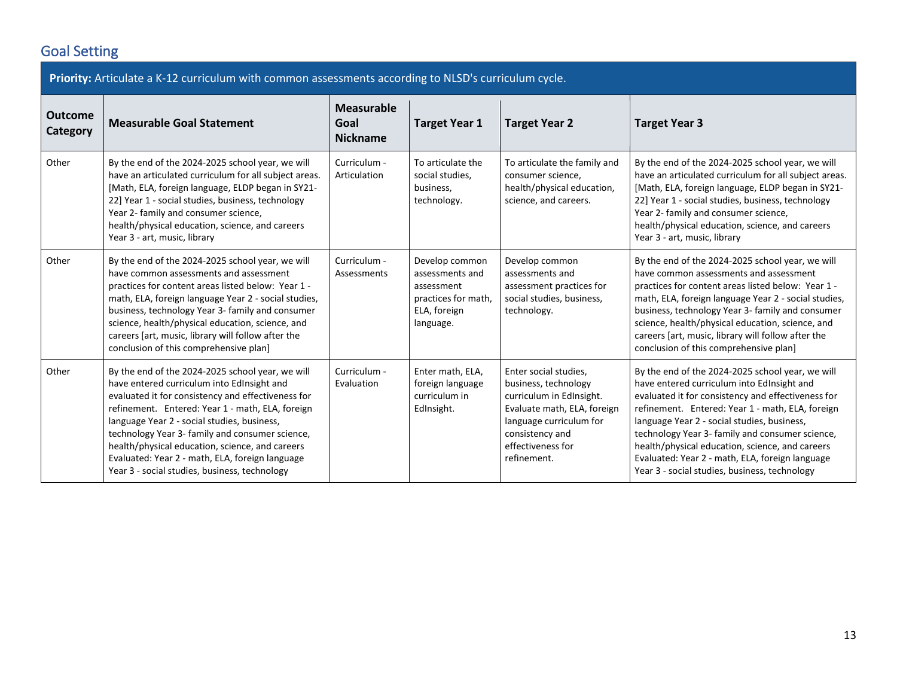## Goal Setting

**Priority:** Articulate a K-12 curriculum with common assessments according to NLSD's curriculum cycle.

| Outcome Category | Measurable Goal Statement | Measurable Goal Nickname | Target Year 1 | Target Year 2 | Target Year 3 |
|---|---|---|---|---|---|
| Other | By the end of the 2024-2025 school year, we will have an articulated curriculum for all subject areas. [Math, ELA, foreign language, ELDP began in SY21-22] Year 1 - social studies, business, technology Year 2- family and consumer science, health/physical education, science, and careers Year 3 - art, music, library | Curriculum - Articulation | To articulate the social studies, business, technology. | To articulate the family and consumer science, health/physical education, science, and careers. | By the end of the 2024-2025 school year, we will have an articulated curriculum for all subject areas. [Math, ELA, foreign language, ELDP began in SY21-22] Year 1 - social studies, business, technology Year 2- family and consumer science, health/physical education, science, and careers Year 3 - art, music, library |
| Other | By the end of the 2024-2025 school year, we will have common assessments and assessment practices for content areas listed below: Year 1 - math, ELA, foreign language Year 2 - social studies, business, technology Year 3- family and consumer science, health/physical education, science, and careers [art, music, library will follow after the conclusion of this comprehensive plan] | Curriculum - Assessments | Develop common assessments and assessment practices for math, ELA, foreign language. | Develop common assessments and assessment practices for social studies, business, technology. | By the end of the 2024-2025 school year, we will have common assessments and assessment practices for content areas listed below: Year 1 - math, ELA, foreign language Year 2 - social studies, business, technology Year 3- family and consumer science, health/physical education, science, and careers [art, music, library will follow after the conclusion of this comprehensive plan] |
| Other | By the end of the 2024-2025 school year, we will have entered curriculum into EdInsight and evaluated it for consistency and effectiveness for refinement. Entered: Year 1 - math, ELA, foreign language Year 2 - social studies, business, technology Year 3- family and consumer science, health/physical education, science, and careers Evaluated: Year 2 - math, ELA, foreign language Year 3 - social studies, business, technology | Curriculum - Evaluation | Enter math, ELA, foreign language curriculum in EdInsight. | Enter social studies, business, technology curriculum in EdInsight. Evaluate math, ELA, foreign language curriculum for consistency and effectiveness for refinement. | By the end of the 2024-2025 school year, we will have entered curriculum into EdInsight and evaluated it for consistency and effectiveness for refinement. Entered: Year 1 - math, ELA, foreign language Year 2 - social studies, business, technology Year 3- family and consumer science, health/physical education, science, and careers Evaluated: Year 2 - math, ELA, foreign language Year 3 - social studies, business, technology |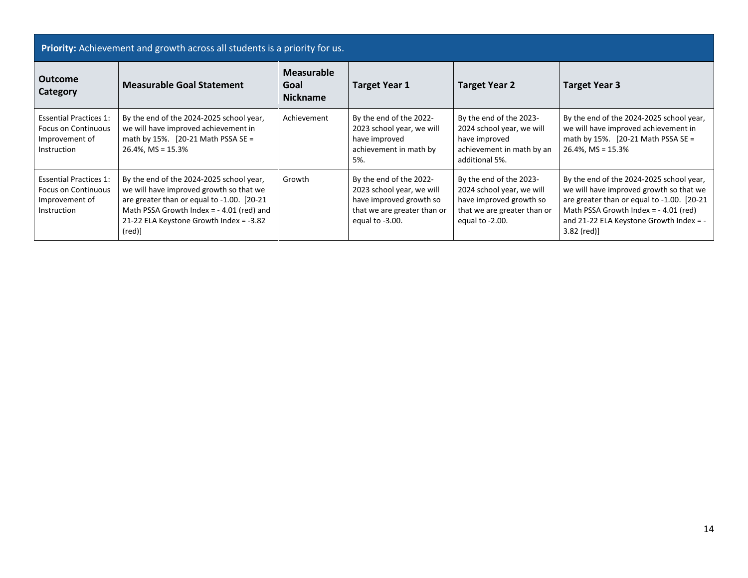**Priority:** Achievement and growth across all students is a priority for us.

| Outcome Category | Measurable Goal Statement | Measurable Goal Nickname | Target Year 1 | Target Year 2 | Target Year 3 |
|---|---|---|---|---|---|
| Essential Practices 1: Focus on Continuous Improvement of Instruction | By the end of the 2024-2025 school year, we will have improved achievement in math by 15%. [20-21 Math PSSA SE = 26.4%, MS = 15.3% | Achievement | By the end of the 2022-2023 school year, we will have improved achievement in math by 5%. | By the end of the 2023-2024 school year, we will have improved achievement in math by an additional 5%. | By the end of the 2024-2025 school year, we will have improved achievement in math by 15%. [20-21 Math PSSA SE = 26.4%, MS = 15.3% |
| Essential Practices 1: Focus on Continuous Improvement of Instruction | By the end of the 2024-2025 school year, we will have improved growth so that we are greater than or equal to -1.00. [20-21 Math PSSA Growth Index = - 4.01 (red) and 21-22 ELA Keystone Growth Index = -3.82 (red)] | Growth | By the end of the 2022-2023 school year, we will have improved growth so that we are greater than or equal to -3.00. | By the end of the 2023-2024 school year, we will have improved growth so that we are greater than or equal to -2.00. | By the end of the 2024-2025 school year, we will have improved growth so that we are greater than or equal to -1.00. [20-21 Math PSSA Growth Index = - 4.01 (red) and 21-22 ELA Keystone Growth Index = -3.82 (red)] |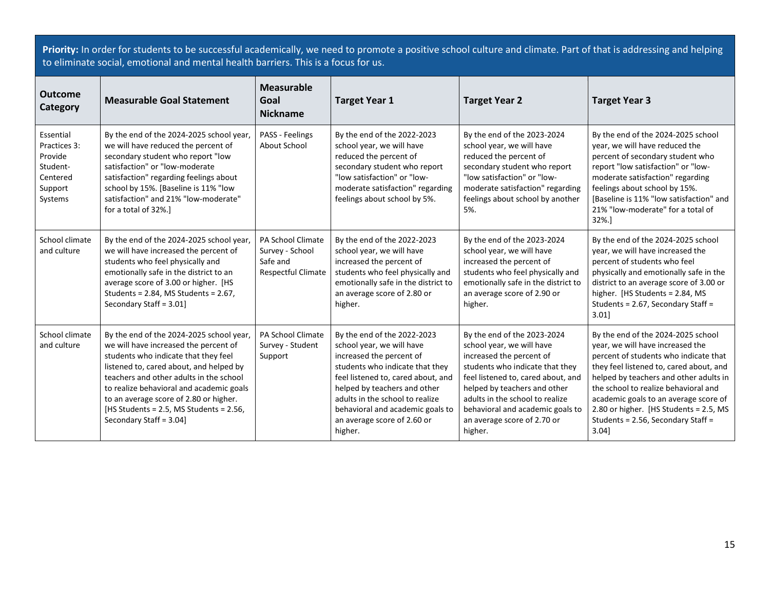**Priority:** In order for students to be successful academically, we need to promote a positive school culture and climate. Part of that is addressing and helping to eliminate social, emotional and mental health barriers. This is a focus for us.

| Outcome Category | Measurable Goal Statement | Measurable Goal Nickname | Target Year 1 | Target Year 2 | Target Year 3 |
|---|---|---|---|---|---|
| Essential Practices 3: Provide Student-Centered Support Systems | By the end of the 2024-2025 school year, we will have reduced the percent of secondary student who report "low satisfaction" or "low-moderate satisfaction" regarding feelings about school by 15%. [Baseline is 11% "low satisfaction" and 21% "low-moderate" for a total of 32%.] | PASS - Feelings About School | By the end of the 2022-2023 school year, we will have reduced the percent of secondary student who report "low satisfaction" or "low-moderate satisfaction" regarding feelings about school by 5%. | By the end of the 2023-2024 school year, we will have reduced the percent of secondary student who report "low satisfaction" or "low-moderate satisfaction" regarding feelings about school by another 5%. | By the end of the 2024-2025 school year, we will have reduced the percent of secondary student who report "low satisfaction" or "low-moderate satisfaction" regarding feelings about school by 15%. [Baseline is 11% "low satisfaction" and 21% "low-moderate" for a total of 32%.] |
| School climate and culture | By the end of the 2024-2025 school year, we will have increased the percent of students who feel physically and emotionally safe in the district to an average score of 3.00 or higher. [HS Students = 2.84, MS Students = 2.67, Secondary Staff = 3.01] | PA School Climate Survey - School Safe and Respectful Climate | By the end of the 2022-2023 school year, we will have increased the percent of students who feel physically and emotionally safe in the district to an average score of 2.80 or higher. | By the end of the 2023-2024 school year, we will have increased the percent of students who feel physically and emotionally safe in the district to an average score of 2.90 or higher. | By the end of the 2024-2025 school year, we will have increased the percent of students who feel physically and emotionally safe in the district to an average score of 3.00 or higher. [HS Students = 2.84, MS Students = 2.67, Secondary Staff = 3.01] |
| School climate and culture | By the end of the 2024-2025 school year, we will have increased the percent of students who indicate that they feel listened to, cared about, and helped by teachers and other adults in the school to realize behavioral and academic goals to an average score of 2.80 or higher. [HS Students = 2.5, MS Students = 2.56, Secondary Staff = 3.04] | PA School Climate Survey - Student Support | By the end of the 2022-2023 school year, we will have increased the percent of students who indicate that they feel listened to, cared about, and helped by teachers and other adults in the school to realize behavioral and academic goals to an average score of 2.60 or higher. | By the end of the 2023-2024 school year, we will have increased the percent of students who indicate that they feel listened to, cared about, and helped by teachers and other adults in the school to realize behavioral and academic goals to an average score of 2.70 or higher. | By the end of the 2024-2025 school year, we will have increased the percent of students who indicate that they feel listened to, cared about, and helped by teachers and other adults in the school to realize behavioral and academic goals to an average score of 2.80 or higher. [HS Students = 2.5, MS Students = 2.56, Secondary Staff = 3.04] |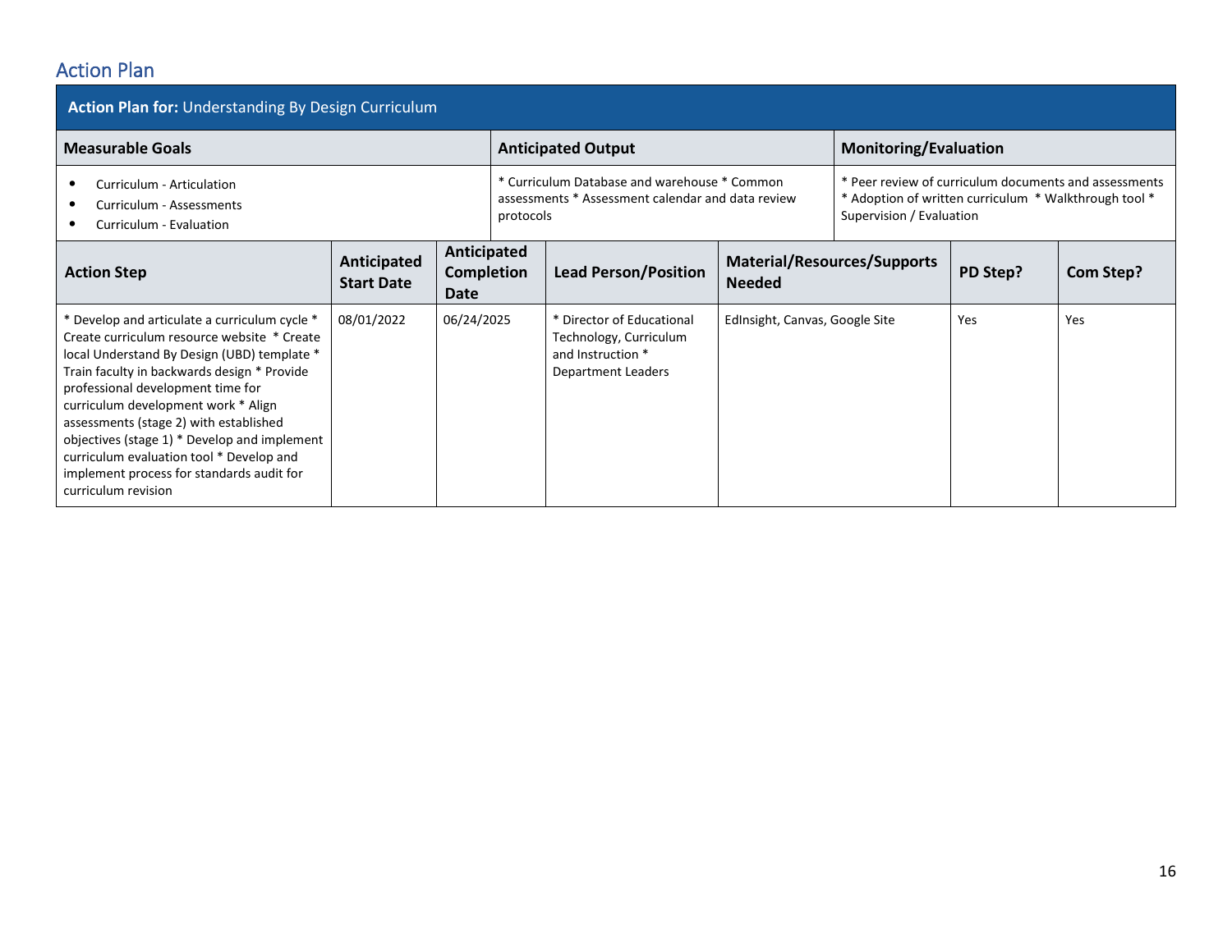## Action Plan

**Action Plan for:** Understanding By Design Curriculum

| Measurable Goals | Anticipated Output | Monitoring/Evaluation |
|---|---|---|
| • Curriculum - Articulation<br>• Curriculum - Assessments<br>• Curriculum - Evaluation | * Curriculum Database and warehouse * Common assessments * Assessment calendar and data review protocols | * Peer review of curriculum documents and assessments * Adoption of written curriculum * Walkthrough tool * Supervision / Evaluation |

| Action Step | Anticipated Start Date | Anticipated Completion Date | Lead Person/Position | Material/Resources/Supports Needed | PD Step? | Com Step? |
|---|---|---|---|---|---|---|
| * Develop and articulate a curriculum cycle * Create curriculum resource website * Create local Understand By Design (UBD) template * Train faculty in backwards design * Provide professional development time for curriculum development work * Align assessments (stage 2) with established objectives (stage 1) * Develop and implement curriculum evaluation tool * Develop and implement process for standards audit for curriculum revision | 08/01/2022 | 06/24/2025 | * Director of Educational Technology, Curriculum and Instruction * Department Leaders | EdInsight, Canvas, Google Site | Yes | Yes |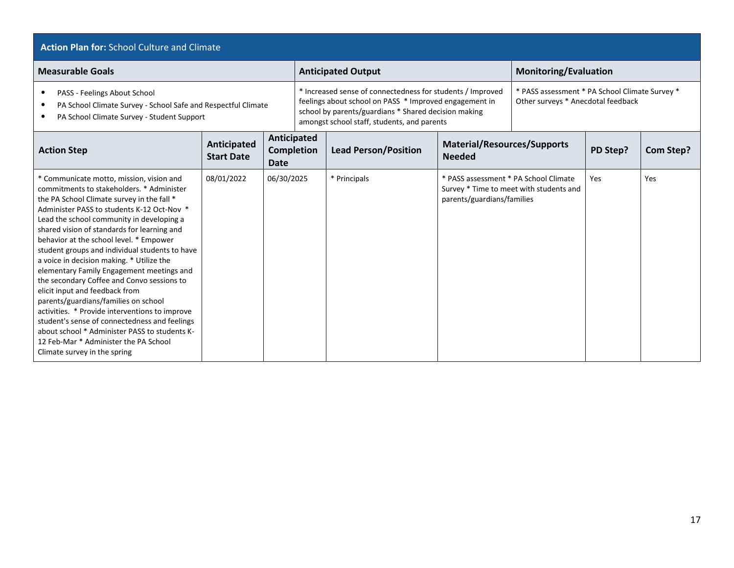**Action Plan for:** School Culture and Climate

| Measurable Goals | Anticipated Output | Monitoring/Evaluation |
|---|---|---|
| • PASS - Feelings About School<br>• PA School Climate Survey - School Safe and Respectful Climate<br>• PA School Climate Survey - Student Support | * Increased sense of connectedness for students / Improved feelings about school on PASS * Improved engagement in school by parents/guardians * Shared decision making amongst school staff, students, and parents | * PASS assessment * PA School Climate Survey * Other surveys * Anecdotal feedback |

| Action Step | Anticipated Start Date | Anticipated Completion Date | Lead Person/Position | Material/Resources/Supports Needed | PD Step? | Com Step? |
|---|---|---|---|---|---|---|
| * Communicate motto, mission, vision and commitments to stakeholders. * Administer the PA School Climate survey in the fall * Administer PASS to students K-12 Oct-Nov * Lead the school community in developing a shared vision of standards for learning and behavior at the school level. * Empower student groups and individual students to have a voice in decision making. * Utilize the elementary Family Engagement meetings and the secondary Coffee and Convo sessions to elicit input and feedback from parents/guardians/families on school activities. * Provide interventions to improve student's sense of connectedness and feelings about school * Administer PASS to students K-12 Feb-Mar * Administer the PA School Climate survey in the spring | 08/01/2022 | 06/30/2025 | * Principals | * PASS assessment * PA School Climate Survey * Time to meet with students and parents/guardians/families | Yes | Yes |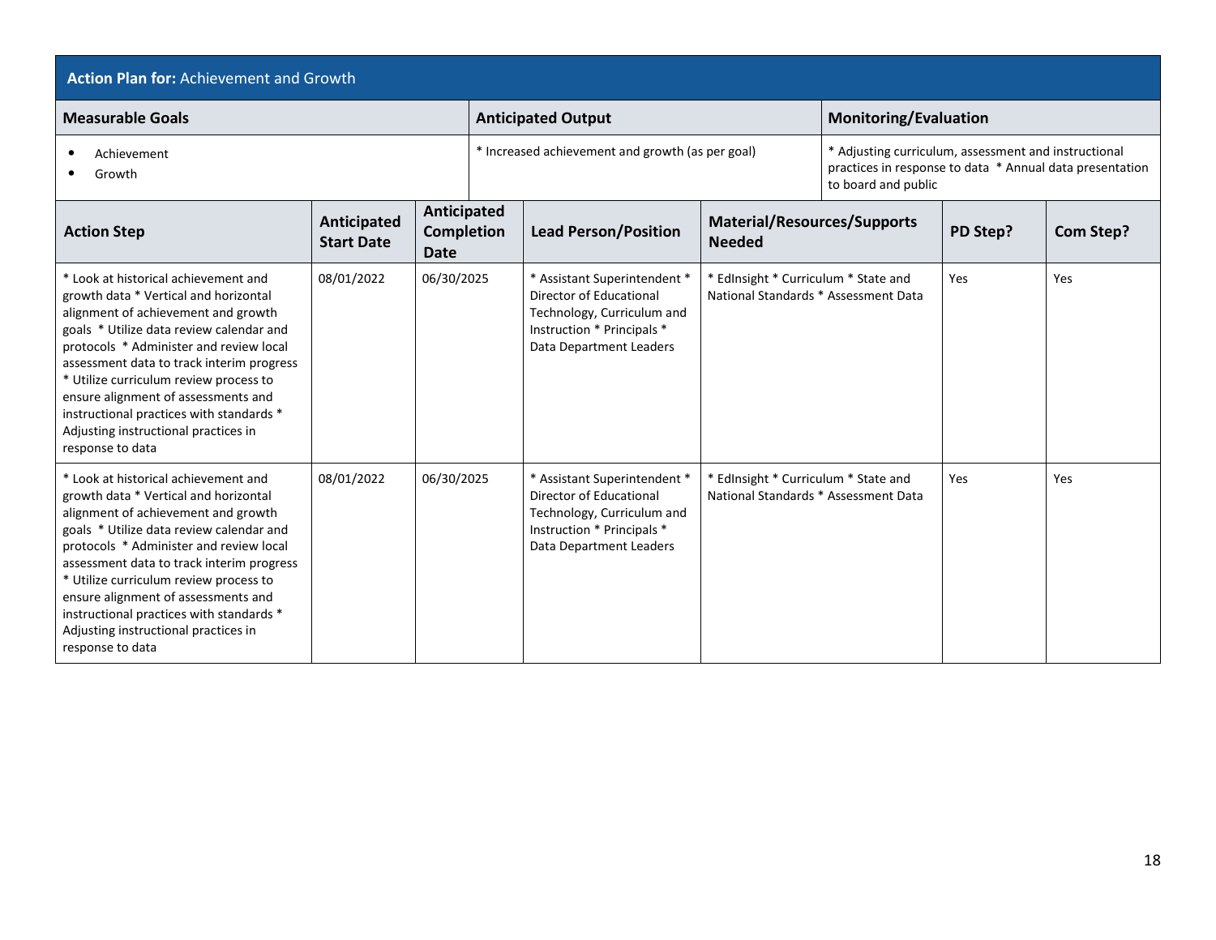## Action Plan for: Achievement and Growth

| Measurable Goals | Anticipated Output | Monitoring/Evaluation |
|---|---|---|
| • Achievement<br>• Growth | * Increased achievement and growth (as per goal) | * Adjusting curriculum, assessment and instructional practices in response to data * Annual data presentation to board and public |

| Action Step | Anticipated Start Date | Anticipated Completion Date | Lead Person/Position | Material/Resources/Supports Needed | PD Step? | Com Step? |
|---|---|---|---|---|---|---|
| * Look at historical achievement and growth data * Vertical and horizontal alignment of achievement and growth goals * Utilize data review calendar and protocols * Administer and review local assessment data to track interim progress * Utilize curriculum review process to ensure alignment of assessments and instructional practices with standards * Adjusting instructional practices in response to data | 08/01/2022 | 06/30/2025 | * Assistant Superintendent * Director of Educational Technology, Curriculum and Instruction * Principals * Data Department Leaders | * EdInsight * Curriculum * State and National Standards * Assessment Data | Yes | Yes |
| * Look at historical achievement and growth data * Vertical and horizontal alignment of achievement and growth goals * Utilize data review calendar and protocols * Administer and review local assessment data to track interim progress * Utilize curriculum review process to ensure alignment of assessments and instructional practices with standards * Adjusting instructional practices in response to data | 08/01/2022 | 06/30/2025 | * Assistant Superintendent * Director of Educational Technology, Curriculum and Instruction * Principals * Data Department Leaders | * EdInsight * Curriculum * State and National Standards * Assessment Data | Yes | Yes |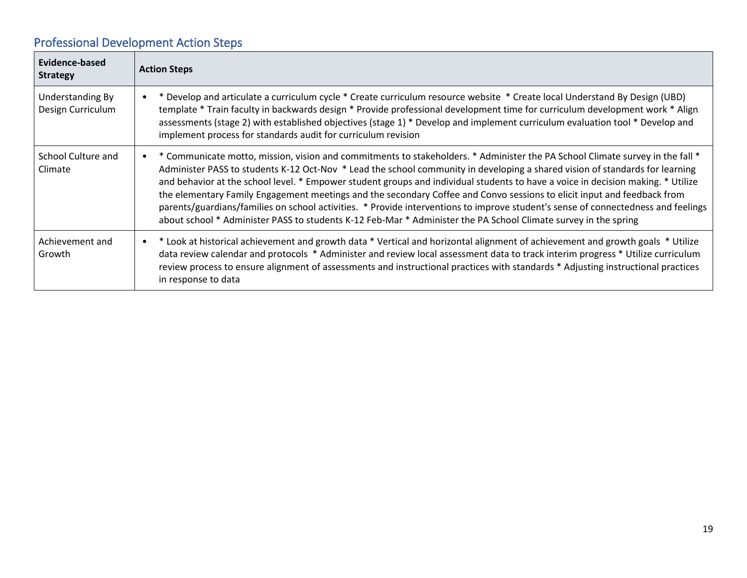## Professional Development Action Steps

| Evidence-based Strategy | Action Steps |
|---|---|
| Understanding By Design Curriculum | • * Develop and articulate a curriculum cycle * Create curriculum resource website * Create local Understand By Design (UBD) template * Train faculty in backwards design * Provide professional development time for curriculum development work * Align assessments (stage 2) with established objectives (stage 1) * Develop and implement curriculum evaluation tool * Develop and implement process for standards audit for curriculum revision |
| School Culture and Climate | • * Communicate motto, mission, vision and commitments to stakeholders. * Administer the PA School Climate survey in the fall * Administer PASS to students K-12 Oct-Nov * Lead the school community in developing a shared vision of standards for learning and behavior at the school level. * Empower student groups and individual students to have a voice in decision making. * Utilize the elementary Family Engagement meetings and the secondary Coffee and Convo sessions to elicit input and feedback from parents/guardians/families on school activities. * Provide interventions to improve student's sense of connectedness and feelings about school * Administer PASS to students K-12 Feb-Mar * Administer the PA School Climate survey in the spring |
| Achievement and Growth | • * Look at historical achievement and growth data * Vertical and horizontal alignment of achievement and growth goals * Utilize data review calendar and protocols * Administer and review local assessment data to track interim progress * Utilize curriculum review process to ensure alignment of assessments and instructional practices with standards * Adjusting instructional practices in response to data |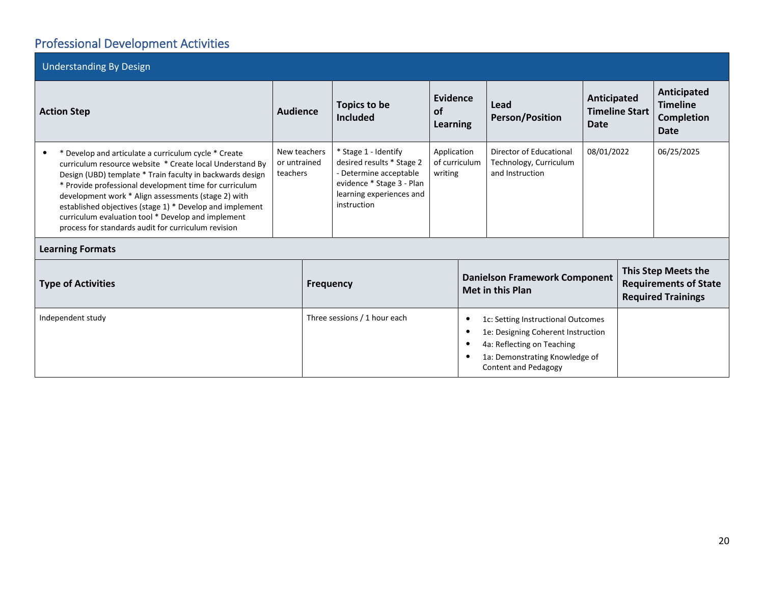## Professional Development Activities

| Understanding By Design | | | | | | |
|---|---|---|---|---|---|---|
| **Action Step** | **Audience** | **Topics to be Included** | **Evidence of Learning** | **Lead Person/Position** | **Anticipated Timeline Start Date** | **Anticipated Timeline Completion Date** |
| • * Develop and articulate a curriculum cycle * Create curriculum resource website * Create local Understand By Design (UBD) template * Train faculty in backwards design * Provide professional development time for curriculum development work * Align assessments (stage 2) with established objectives (stage 1) * Develop and implement curriculum evaluation tool * Develop and implement process for standards audit for curriculum revision | New teachers or untrained teachers | * Stage 1 - Identify desired results * Stage 2 - Determine acceptable evidence * Stage 3 - Plan learning experiences and instruction | Application of curriculum writing | Director of Educational Technology, Curriculum and Instruction | 08/01/2022 | 06/25/2025 |

**Learning Formats**

| **Type of Activities** | **Frequency** | **Danielson Framework Component Met in this Plan** | **This Step Meets the Requirements of State Required Trainings** |
|---|---|---|---|
| Independent study | Three sessions / 1 hour each | • 1c: Setting Instructional Outcomes<br>• 1e: Designing Coherent Instruction<br>• 4a: Reflecting on Teaching<br>• 1a: Demonstrating Knowledge of Content and Pedagogy | |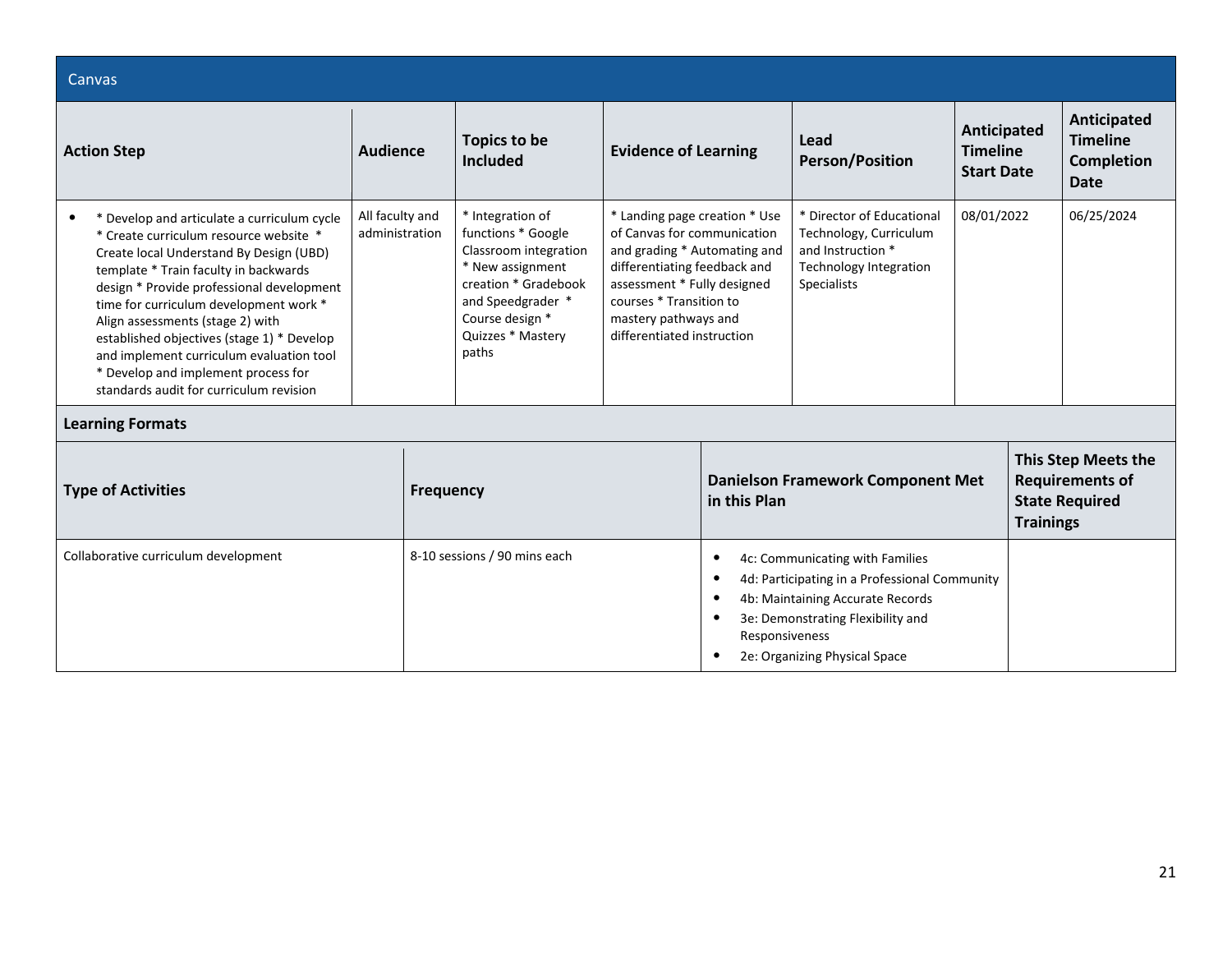## Canvas

| Action Step | Audience | Topics to be Included | Evidence of Learning | Lead Person/Position | Anticipated Timeline Start Date | Anticipated Timeline Completion Date |
|---|---|---|---|---|---|---|
| • * Develop and articulate a curriculum cycle * Create curriculum resource website * Create local Understand By Design (UBD) template * Train faculty in backwards design * Provide professional development time for curriculum development work * Align assessments (stage 2) with established objectives (stage 1) * Develop and implement curriculum evaluation tool * Develop and implement process for standards audit for curriculum revision | All faculty and administration | * Integration of functions * Google Classroom integration * New assignment creation * Gradebook and Speedgrader * Course design * Quizzes * Mastery paths | * Landing page creation * Use of Canvas for communication and grading * Automating and differentiating feedback and assessment * Fully designed courses * Transition to mastery pathways and differentiated instruction | * Director of Educational Technology, Curriculum and Instruction * Technology Integration Specialists | 08/01/2022 | 06/25/2024 |

**Learning Formats**

| Type of Activities | Frequency | Danielson Framework Component Met in this Plan | This Step Meets the Requirements of State Required Trainings |
|---|---|---|---|
| Collaborative curriculum development | 8-10 sessions / 90 mins each | • 4c: Communicating with Families<br>• 4d: Participating in a Professional Community<br>• 4b: Maintaining Accurate Records<br>• 3e: Demonstrating Flexibility and Responsiveness<br>• 2e: Organizing Physical Space | |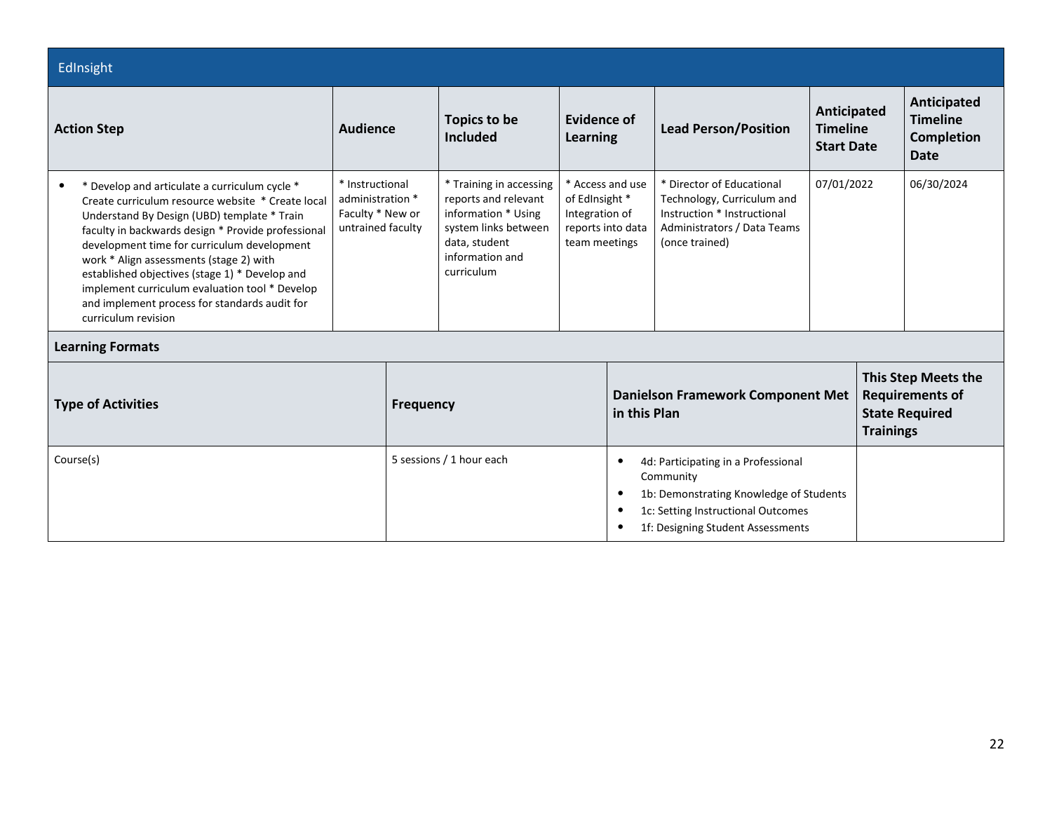## EdInsight

| Action Step | Audience | Topics to be Included | Evidence of Learning | Lead Person/Position | Anticipated Timeline Start Date | Anticipated Timeline Completion Date |
|---|---|---|---|---|---|---|
| • * Develop and articulate a curriculum cycle * Create curriculum resource website * Create local Understand By Design (UBD) template * Train faculty in backwards design * Provide professional development time for curriculum development work * Align assessments (stage 2) with established objectives (stage 1) * Develop and implement curriculum evaluation tool * Develop and implement process for standards audit for curriculum revision | * Instructional administration * Faculty * New or untrained faculty | * Training in accessing reports and relevant information * Using system links between data, student information and curriculum | * Access and use of EdInsight * Integration of reports into data team meetings | * Director of Educational Technology, Curriculum and Instruction * Instructional Administrators / Data Teams (once trained) | 07/01/2022 | 06/30/2024 |

### Learning Formats

| Type of Activities | Frequency | Danielson Framework Component Met in this Plan | This Step Meets the Requirements of State Required Trainings |
|---|---|---|---|
| Course(s) | 5 sessions / 1 hour each | • 4d: Participating in a Professional Community<br>• 1b: Demonstrating Knowledge of Students<br>• 1c: Setting Instructional Outcomes<br>• 1f: Designing Student Assessments | |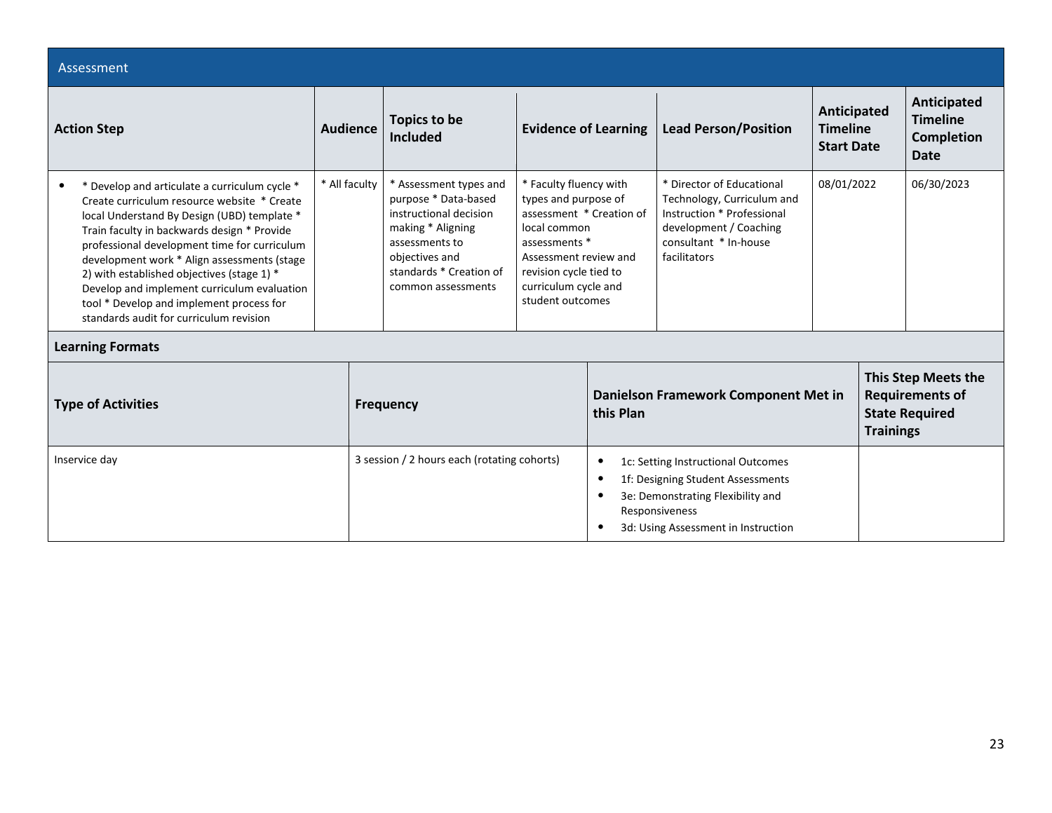## Assessment

| Action Step | Audience | Topics to be Included | Evidence of Learning | Lead Person/Position | Anticipated Timeline Start Date | Anticipated Timeline Completion Date |
|---|---|---|---|---|---|---|
| • * Develop and articulate a curriculum cycle * Create curriculum resource website * Create local Understand By Design (UBD) template * Train faculty in backwards design * Provide professional development time for curriculum development work * Align assessments (stage 2) with established objectives (stage 1) * Develop and implement curriculum evaluation tool * Develop and implement process for standards audit for curriculum revision | * All faculty | * Assessment types and purpose * Data-based instructional decision making * Aligning assessments to objectives and standards * Creation of common assessments | * Faculty fluency with types and purpose of assessment * Creation of local common assessments * Assessment review and revision cycle tied to curriculum cycle and student outcomes | * Director of Educational Technology, Curriculum and Instruction * Professional development / Coaching consultant * In-house facilitators | 08/01/2022 | 06/30/2023 |

### Learning Formats

| Type of Activities | Frequency | Danielson Framework Component Met in this Plan | This Step Meets the Requirements of State Required Trainings |
|---|---|---|---|
| Inservice day | 3 session / 2 hours each (rotating cohorts) | • 1c: Setting Instructional Outcomes<br>• 1f: Designing Student Assessments<br>• 3e: Demonstrating Flexibility and Responsiveness<br>• 3d: Using Assessment in Instruction | |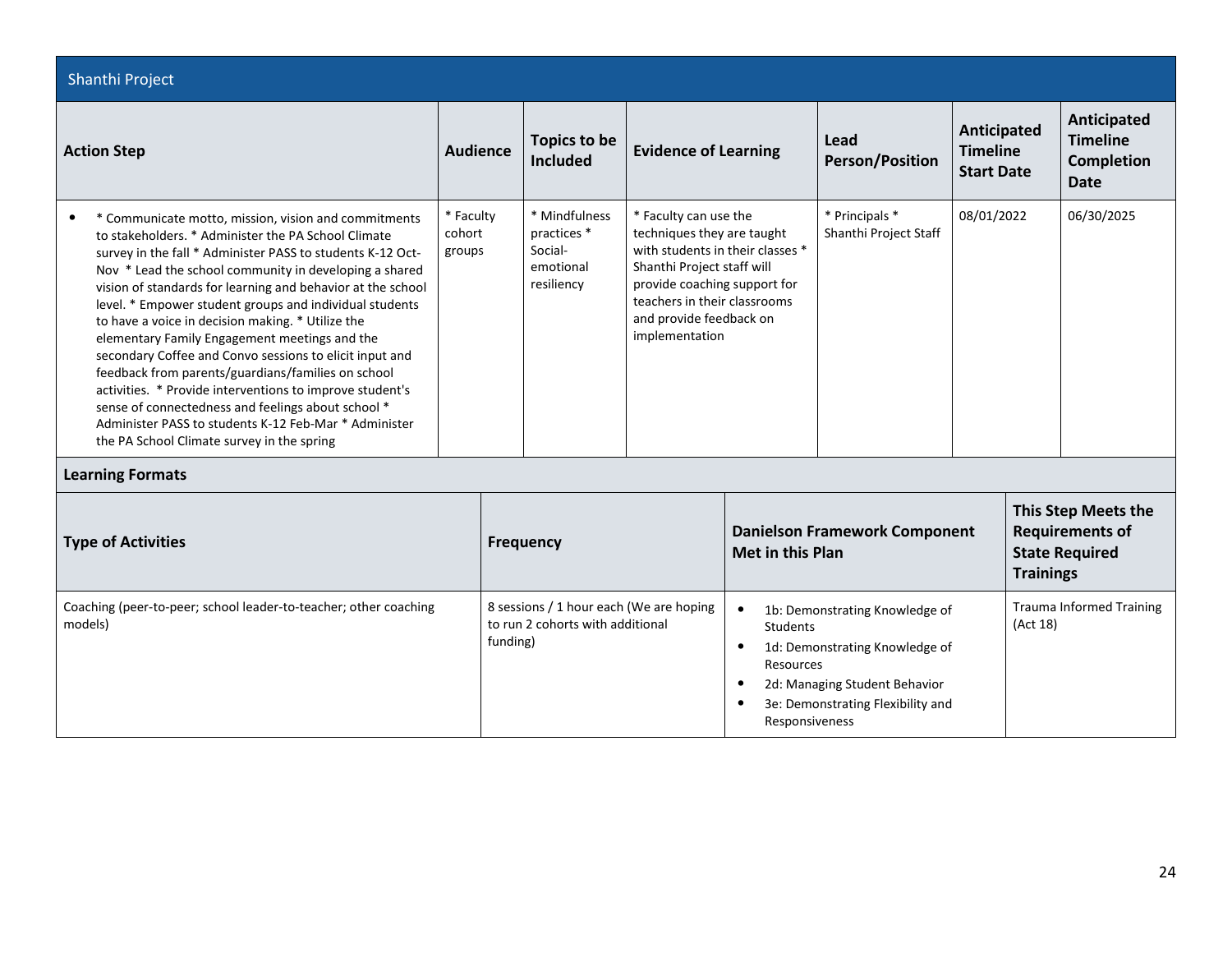## Shanthi Project

| Action Step | Audience | Topics to be Included | Evidence of Learning | Lead Person/Position | Anticipated Timeline Start Date | Anticipated Timeline Completion Date |
|---|---|---|---|---|---|---|
| • * Communicate motto, mission, vision and commitments to stakeholders. * Administer the PA School Climate survey in the fall * Administer PASS to students K-12 Oct-Nov * Lead the school community in developing a shared vision of standards for learning and behavior at the school level. * Empower student groups and individual students to have a voice in decision making. * Utilize the elementary Family Engagement meetings and the secondary Coffee and Convo sessions to elicit input and feedback from parents/guardians/families on school activities. * Provide interventions to improve student's sense of connectedness and feelings about school * Administer PASS to students K-12 Feb-Mar * Administer the PA School Climate survey in the spring | * Faculty cohort groups | * Mindfulness practices * Social-emotional resiliency | * Faculty can use the techniques they are taught with students in their classes * Shanthi Project staff will provide coaching support for teachers in their classrooms and provide feedback on implementation | * Principals * Shanthi Project Staff | 08/01/2022 | 06/30/2025 |

### Learning Formats

| Type of Activities | Frequency | Danielson Framework Component Met in this Plan | This Step Meets the Requirements of State Required Trainings |
|---|---|---|---|
| Coaching (peer-to-peer; school leader-to-teacher; other coaching models) | 8 sessions / 1 hour each (We are hoping to run 2 cohorts with additional funding) | • 1b: Demonstrating Knowledge of Students<br>• 1d: Demonstrating Knowledge of Resources<br>• 2d: Managing Student Behavior<br>• 3e: Demonstrating Flexibility and Responsiveness | Trauma Informed Training (Act 18) |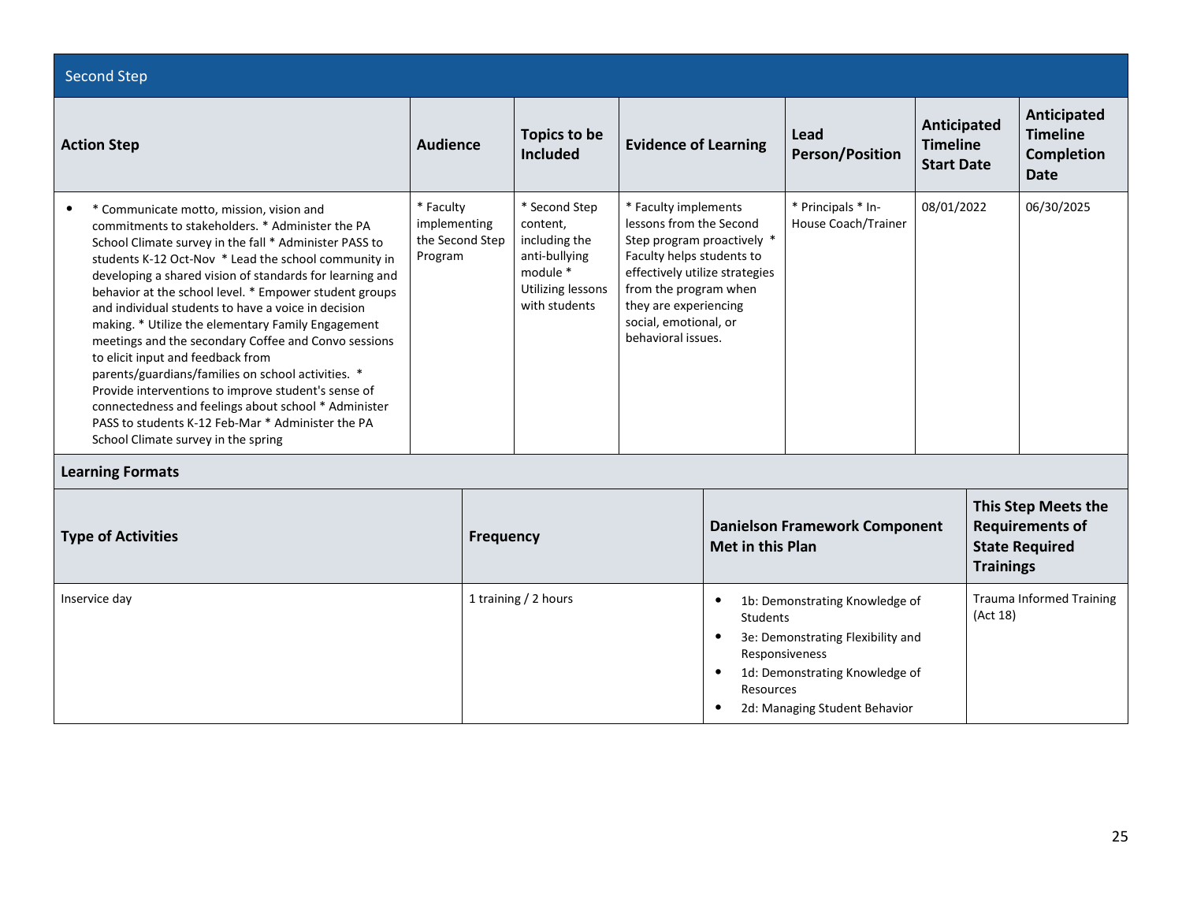## Second Step

| Action Step | Audience | Topics to be Included | Evidence of Learning | Lead Person/Position | Anticipated Timeline Start Date | Anticipated Timeline Completion Date |
|---|---|---|---|---|---|---|
| • * Communicate motto, mission, vision and commitments to stakeholders. * Administer the PA School Climate survey in the fall * Administer PASS to students K-12 Oct-Nov * Lead the school community in developing a shared vision of standards for learning and behavior at the school level. * Empower student groups and individual students to have a voice in decision making. * Utilize the elementary Family Engagement meetings and the secondary Coffee and Convo sessions to elicit input and feedback from parents/guardians/families on school activities. * Provide interventions to improve student's sense of connectedness and feelings about school * Administer PASS to students K-12 Feb-Mar * Administer the PA School Climate survey in the spring | * Faculty implementing the Second Step Program | * Second Step content, including the anti-bullying module * Utilizing lessons with students | * Faculty implements lessons from the Second Step program proactively * Faculty helps students to effectively utilize strategies from the program when they are experiencing social, emotional, or behavioral issues. | * Principals * In-House Coach/Trainer | 08/01/2022 | 06/30/2025 |

**Learning Formats**

| Type of Activities | Frequency | Danielson Framework Component Met in this Plan | This Step Meets the Requirements of State Required Trainings |
|---|---|---|---|
| Inservice day | 1 training / 2 hours | • 1b: Demonstrating Knowledge of Students<br>• 3e: Demonstrating Flexibility and Responsiveness<br>• 1d: Demonstrating Knowledge of Resources<br>• 2d: Managing Student Behavior | Trauma Informed Training (Act 18) |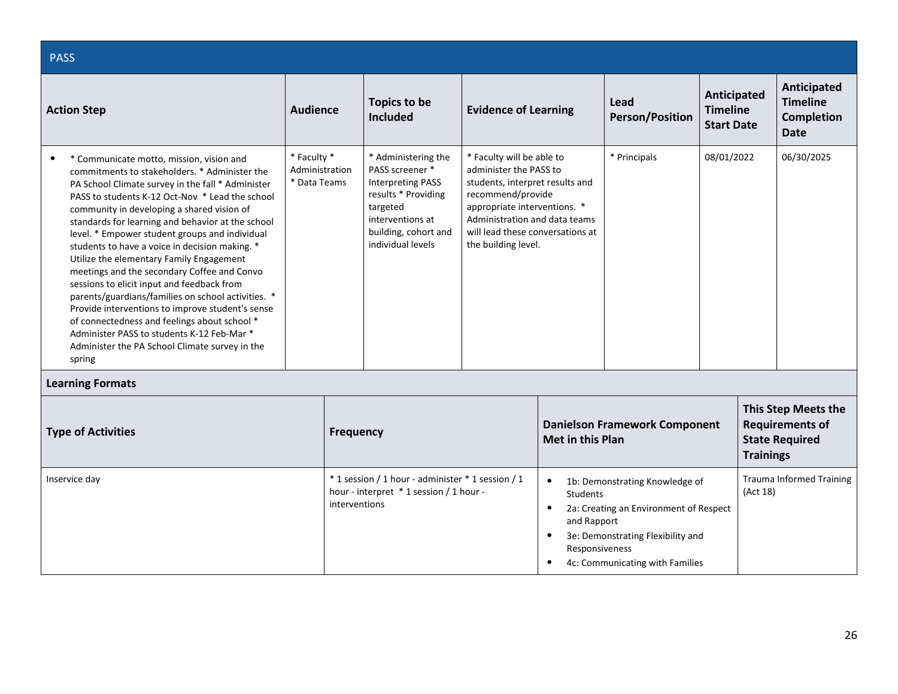## PASS

| Action Step | Audience | Topics to be Included | Evidence of Learning | Lead Person/Position | Anticipated Timeline Start Date | Anticipated Timeline Completion Date |
| --- | --- | --- | --- | --- | --- | --- |
| • * Communicate motto, mission, vision and commitments to stakeholders. * Administer the PA School Climate survey in the fall * Administer PASS to students K-12 Oct-Nov * Lead the school community in developing a shared vision of standards for learning and behavior at the school level. * Empower student groups and individual students to have a voice in decision making. * Utilize the elementary Family Engagement meetings and the secondary Coffee and Convo sessions to elicit input and feedback from parents/guardians/families on school activities. * Provide interventions to improve student's sense of connectedness and feelings about school * Administer PASS to students K-12 Feb-Mar * Administer the PA School Climate survey in the spring | * Faculty * Administration * Data Teams | * Administering the PASS screener * Interpreting PASS results * Providing targeted interventions at building, cohort and individual levels | * Faculty will be able to administer the PASS to students, interpret results and recommend/provide appropriate interventions. * Administration and data teams will lead these conversations at the building level. | * Principals | 08/01/2022 | 06/30/2025 |

**Learning Formats**

| Type of Activities | Frequency | Danielson Framework Component Met in this Plan | This Step Meets the Requirements of State Required Trainings |
| --- | --- | --- | --- |
| Inservice day | * 1 session / 1 hour - administer * 1 session / 1 hour - interpret * 1 session / 1 hour - interventions | • 1b: Demonstrating Knowledge of Students<br>• 2a: Creating an Environment of Respect and Rapport<br>• 3e: Demonstrating Flexibility and Responsiveness<br>• 4c: Communicating with Families | Trauma Informed Training (Act 18) |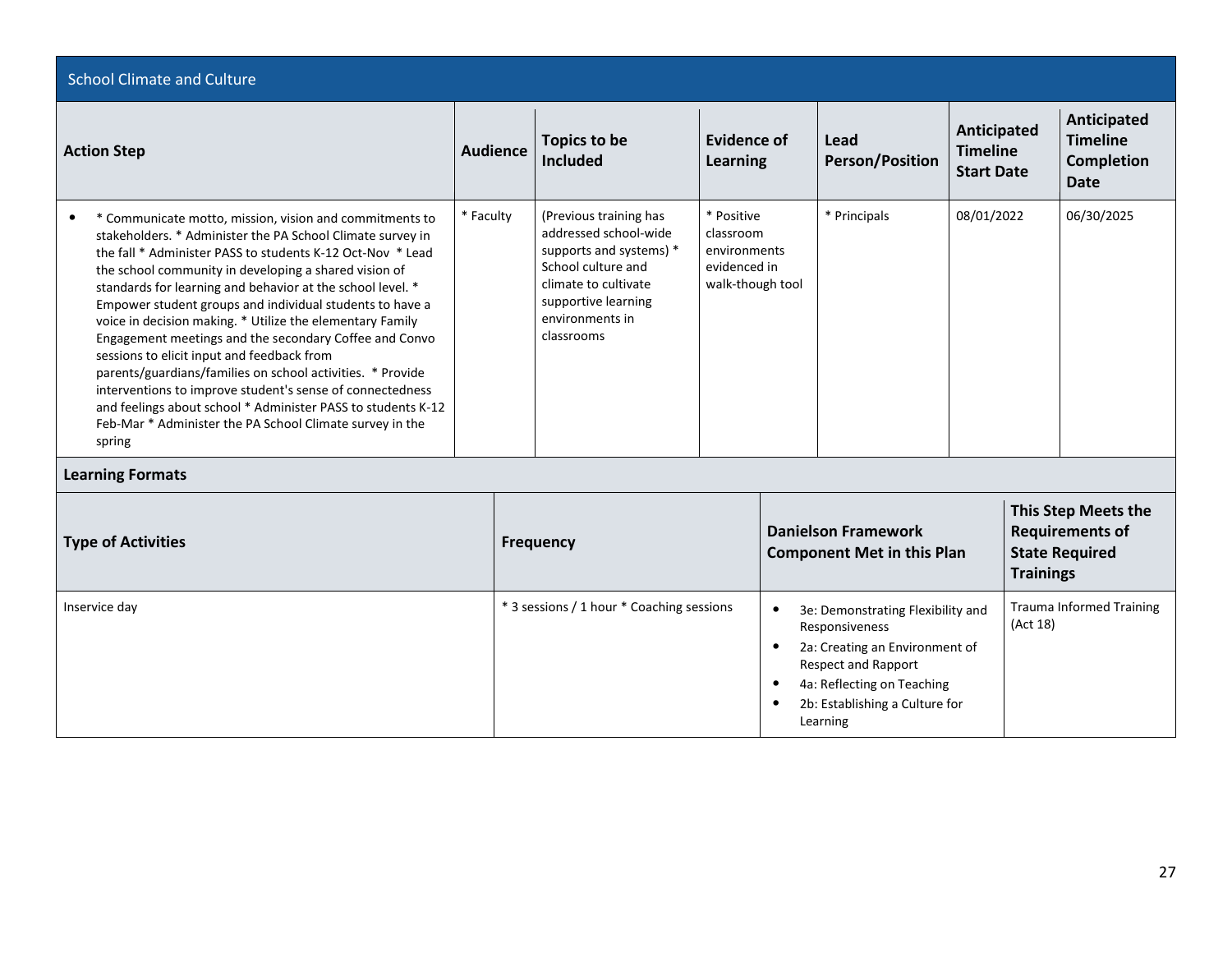## School Climate and Culture

| Action Step | Audience | Topics to be Included | Evidence of Learning | Lead Person/Position | Anticipated Timeline Start Date | Anticipated Timeline Completion Date |
|---|---|---|---|---|---|---|
| • * Communicate motto, mission, vision and commitments to stakeholders. * Administer the PA School Climate survey in the fall * Administer PASS to students K-12 Oct-Nov * Lead the school community in developing a shared vision of standards for learning and behavior at the school level. * Empower student groups and individual students to have a voice in decision making. * Utilize the elementary Family Engagement meetings and the secondary Coffee and Convo sessions to elicit input and feedback from parents/guardians/families on school activities. * Provide interventions to improve student's sense of connectedness and feelings about school * Administer PASS to students K-12 Feb-Mar * Administer the PA School Climate survey in the spring | * Faculty | (Previous training has addressed school-wide supports and systems) * School culture and climate to cultivate supportive learning environments in classrooms | * Positive classroom environments evidenced in walk-though tool | * Principals | 08/01/2022 | 06/30/2025 |

**Learning Formats**

| Type of Activities | Frequency | Danielson Framework Component Met in this Plan | This Step Meets the Requirements of State Required Trainings |
|---|---|---|---|
| Inservice day | * 3 sessions / 1 hour * Coaching sessions | • 3e: Demonstrating Flexibility and Responsiveness<br>• 2a: Creating an Environment of Respect and Rapport<br>• 4a: Reflecting on Teaching<br>• 2b: Establishing a Culture for Learning | Trauma Informed Training (Act 18) |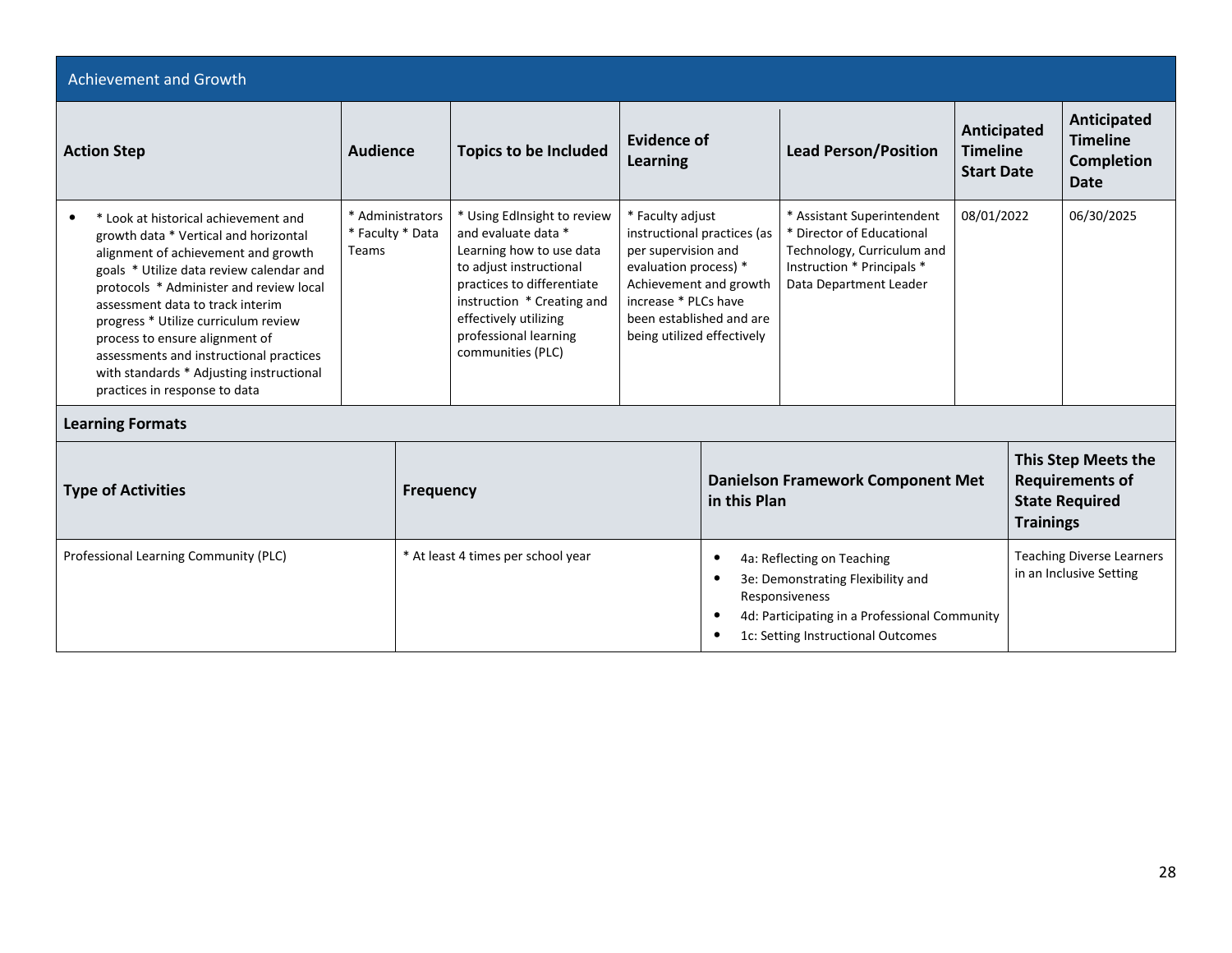## Achievement and Growth

| Action Step | Audience | Topics to be Included | Evidence of Learning | Lead Person/Position | Anticipated Timeline Start Date | Anticipated Timeline Completion Date |
|---|---|---|---|---|---|---|
| • * Look at historical achievement and growth data * Vertical and horizontal alignment of achievement and growth goals * Utilize data review calendar and protocols * Administer and review local assessment data to track interim progress * Utilize curriculum review process to ensure alignment of assessments and instructional practices with standards * Adjusting instructional practices in response to data | * Administrators * Faculty * Data Teams | * Using EdInsight to review and evaluate data * Learning how to use data to adjust instructional practices to differentiate instruction * Creating and effectively utilizing professional learning communities (PLC) | * Faculty adjust instructional practices (as per supervision and evaluation process) * Achievement and growth increase * PLCs have been established and are being utilized effectively | * Assistant Superintendent * Director of Educational Technology, Curriculum and Instruction * Principals * Data Department Leader | 08/01/2022 | 06/30/2025 |

**Learning Formats**

| Type of Activities | Frequency | Danielson Framework Component Met in this Plan | This Step Meets the Requirements of State Required Trainings |
|---|---|---|---|
| Professional Learning Community (PLC) | * At least 4 times per school year | • 4a: Reflecting on Teaching<br>• 3e: Demonstrating Flexibility and Responsiveness<br>• 4d: Participating in a Professional Community<br>• 1c: Setting Instructional Outcomes | Teaching Diverse Learners in an Inclusive Setting |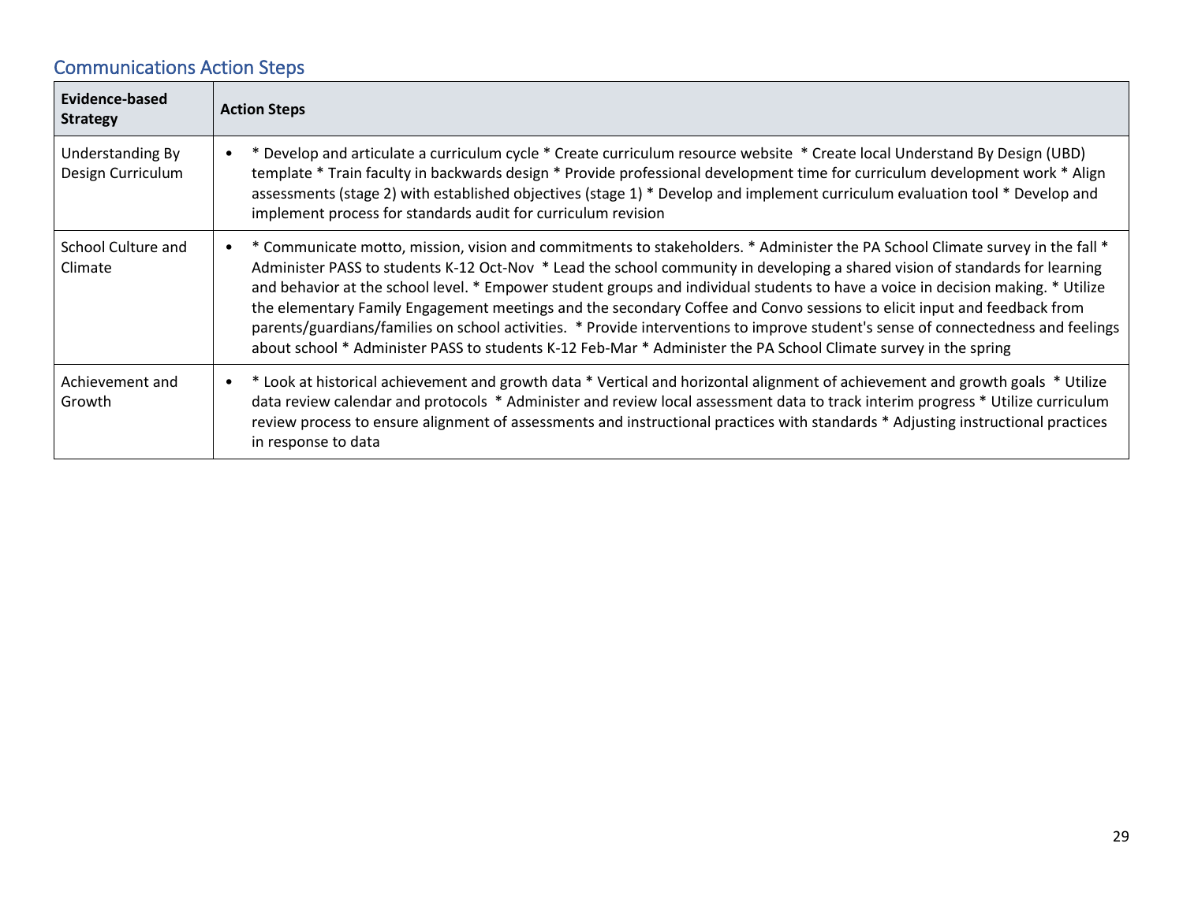## Communications Action Steps

| Evidence-based Strategy | Action Steps |
|---|---|
| Understanding By Design Curriculum | • * Develop and articulate a curriculum cycle * Create curriculum resource website * Create local Understand By Design (UBD) template * Train faculty in backwards design * Provide professional development time for curriculum development work * Align assessments (stage 2) with established objectives (stage 1) * Develop and implement curriculum evaluation tool * Develop and implement process for standards audit for curriculum revision |
| School Culture and Climate | • * Communicate motto, mission, vision and commitments to stakeholders. * Administer the PA School Climate survey in the fall * Administer PASS to students K-12 Oct-Nov * Lead the school community in developing a shared vision of standards for learning and behavior at the school level. * Empower student groups and individual students to have a voice in decision making. * Utilize the elementary Family Engagement meetings and the secondary Coffee and Convo sessions to elicit input and feedback from parents/guardians/families on school activities. * Provide interventions to improve student's sense of connectedness and feelings about school * Administer PASS to students K-12 Feb-Mar * Administer the PA School Climate survey in the spring |
| Achievement and Growth | • * Look at historical achievement and growth data * Vertical and horizontal alignment of achievement and growth goals * Utilize data review calendar and protocols * Administer and review local assessment data to track interim progress * Utilize curriculum review process to ensure alignment of assessments and instructional practices with standards * Adjusting instructional practices in response to data |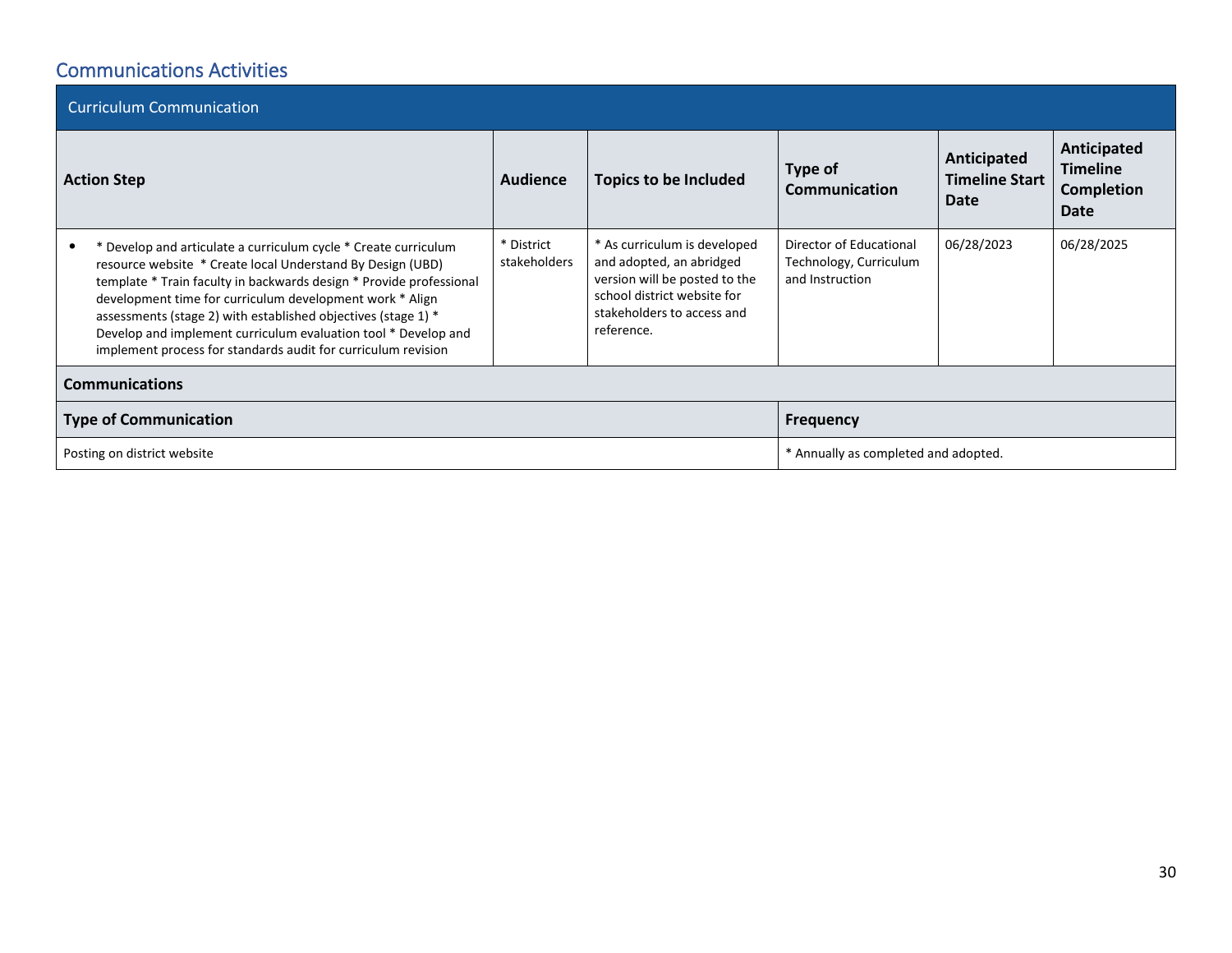## Communications Activities

| Curriculum Communication | | | | | |
|---|---|---|---|---|---|
| **Action Step** | **Audience** | **Topics to be Included** | **Type of Communication** | **Anticipated Timeline Start Date** | **Anticipated Timeline Completion Date** |
| • * Develop and articulate a curriculum cycle * Create curriculum resource website * Create local Understand By Design (UBD) template * Train faculty in backwards design * Provide professional development time for curriculum development work * Align assessments (stage 2) with established objectives (stage 1) * Develop and implement curriculum evaluation tool * Develop and implement process for standards audit for curriculum revision | * District stakeholders | * As curriculum is developed and adopted, an abridged version will be posted to the school district website for stakeholders to access and reference. | Director of Educational Technology, Curriculum and Instruction | 06/28/2023 | 06/28/2025 |

**Communications**

| Type of Communication | Frequency |
|---|---|
| Posting on district website | * Annually as completed and adopted. |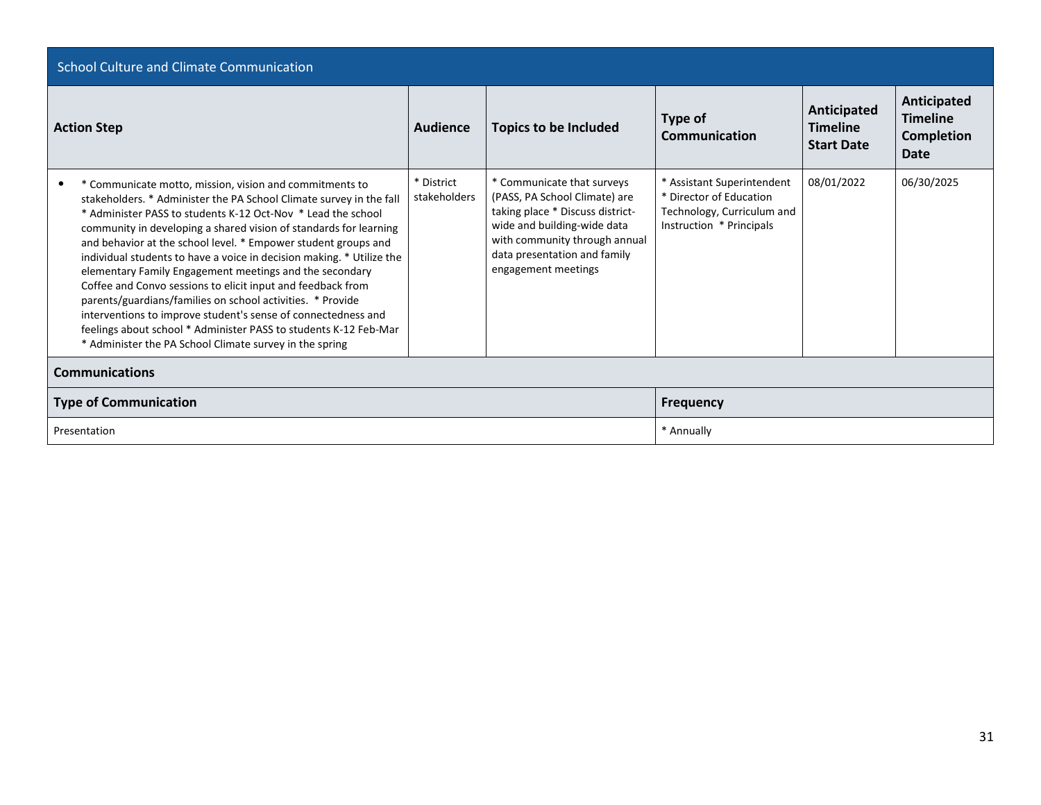## School Culture and Climate Communication

| Action Step | Audience | Topics to be Included | Type of Communication | Anticipated Timeline Start Date | Anticipated Timeline Completion Date |
|---|---|---|---|---|---|
| • * Communicate motto, mission, vision and commitments to stakeholders. * Administer the PA School Climate survey in the fall * Administer PASS to students K-12 Oct-Nov * Lead the school community in developing a shared vision of standards for learning and behavior at the school level. * Empower student groups and individual students to have a voice in decision making. * Utilize the elementary Family Engagement meetings and the secondary Coffee and Convo sessions to elicit input and feedback from parents/guardians/families on school activities. * Provide interventions to improve student's sense of connectedness and feelings about school * Administer PASS to students K-12 Feb-Mar * Administer the PA School Climate survey in the spring | * District stakeholders | * Communicate that surveys (PASS, PA School Climate) are taking place * Discuss district-wide and building-wide data with community through annual data presentation and family engagement meetings | * Assistant Superintendent * Director of Education Technology, Curriculum and Instruction * Principals | 08/01/2022 | 06/30/2025 |

### Communications

| Type of Communication | Frequency |
|---|---|
| Presentation | * Annually |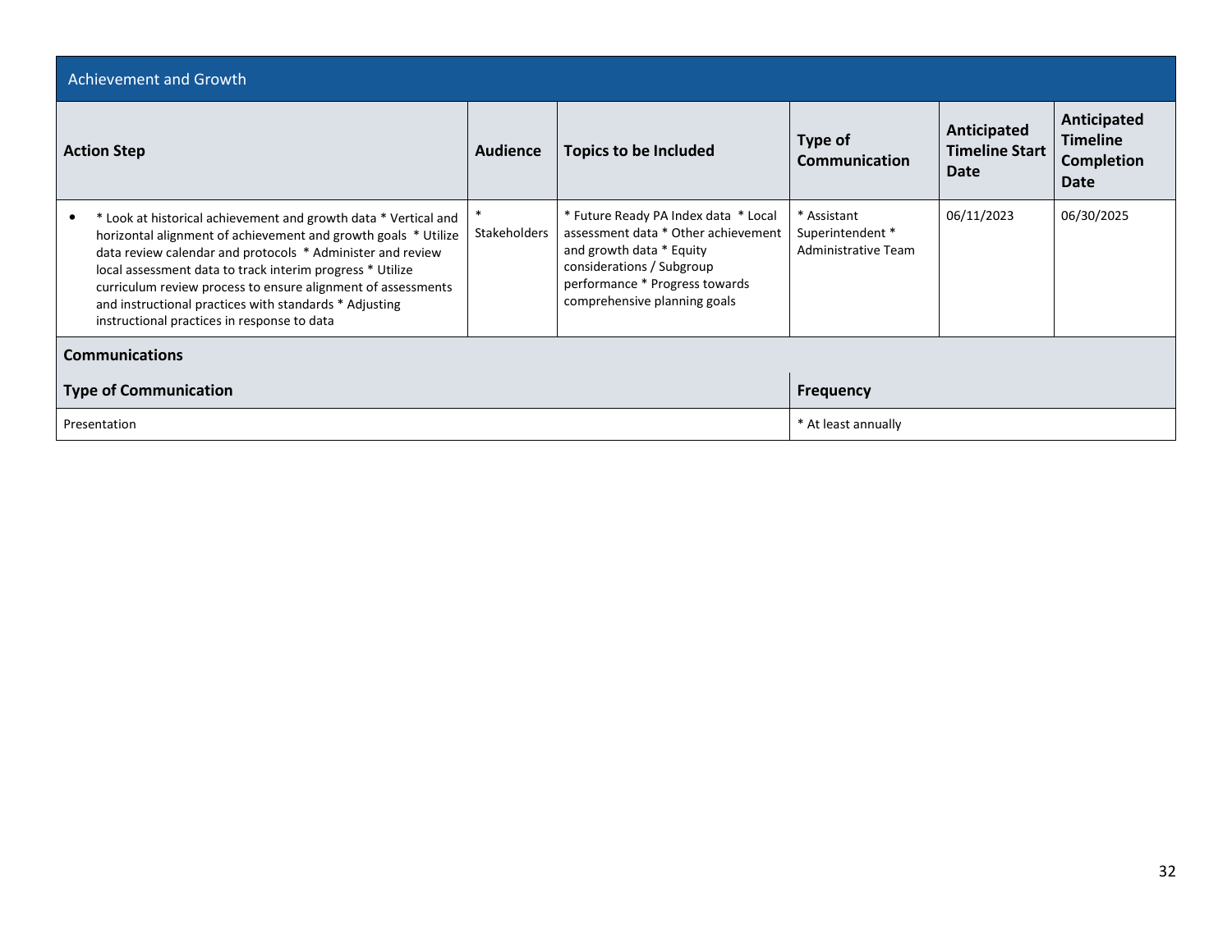## Achievement and Growth

| Action Step | Audience | Topics to be Included | Type of Communication | Anticipated Timeline Start Date | Anticipated Timeline Completion Date |
|---|---|---|---|---|---|
| • * Look at historical achievement and growth data * Vertical and horizontal alignment of achievement and growth goals * Utilize data review calendar and protocols * Administer and review local assessment data to track interim progress * Utilize curriculum review process to ensure alignment of assessments and instructional practices with standards * Adjusting instructional practices in response to data | * Stakeholders | * Future Ready PA Index data * Local assessment data * Other achievement and growth data * Equity considerations / Subgroup performance * Progress towards comprehensive planning goals | * Assistant Superintendent * Administrative Team | 06/11/2023 | 06/30/2025 |

**Communications**

| Type of Communication | Frequency |
|---|---|
| Presentation | * At least annually |